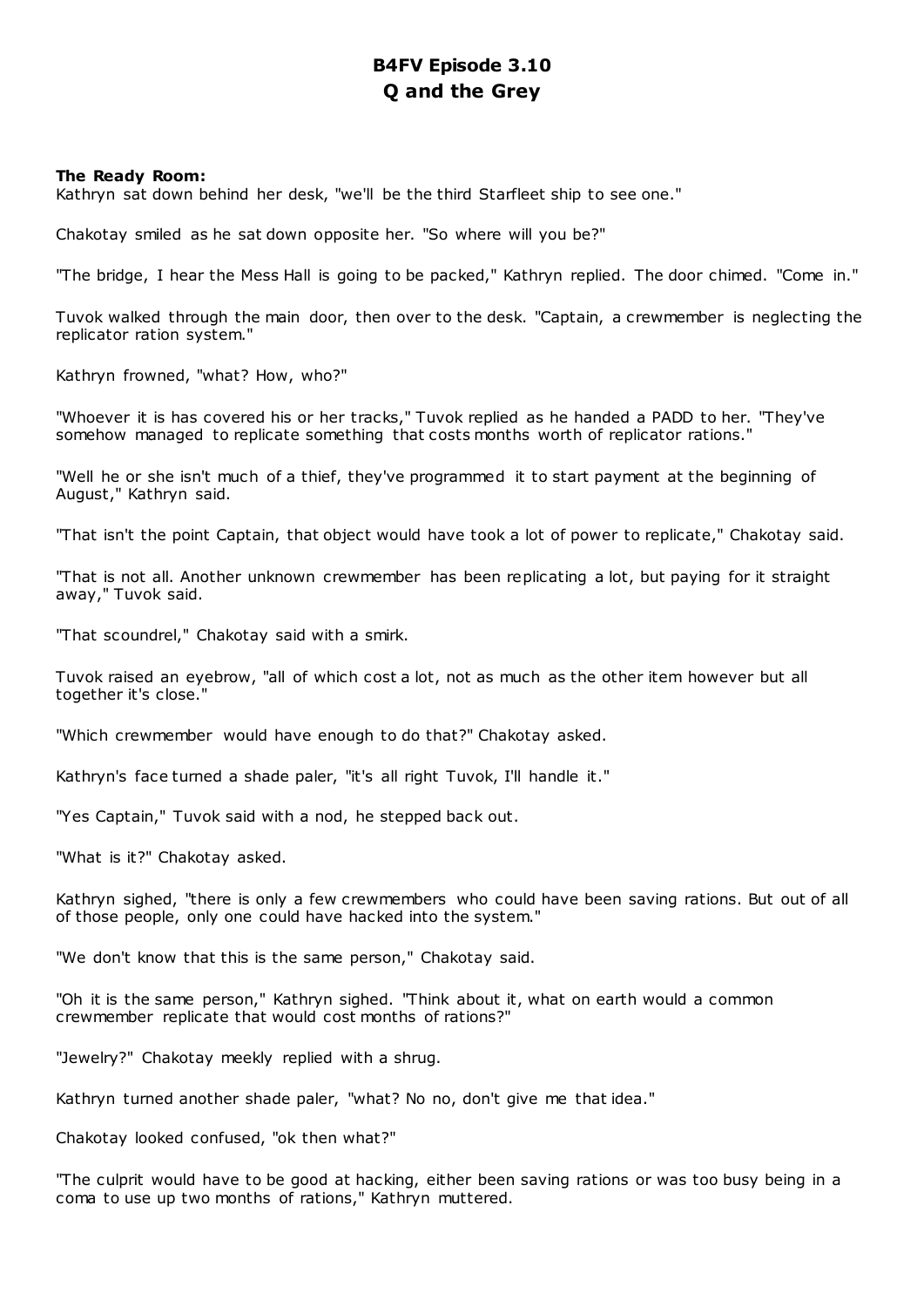# B4FV Episode 3.10
# Q and the Grey

**The Ready Room:**

Kathryn sat down behind her desk, "we'll be the third Starfleet ship to see one."

Chakotay smiled as he sat down opposite her. "So where will you be?"

"The bridge, I hear the Mess Hall is going to be packed," Kathryn replied. The door chimed. "Come in."

Tuvok walked through the main door, then over to the desk. "Captain, a crewmember is neglecting the replicator ration system."

Kathryn frowned, "what? How, who?"

"Whoever it is has covered his or her tracks," Tuvok replied as he handed a PADD to her. "They've somehow managed to replicate something that costs months worth of replicator rations."

"Well he or she isn't much of a thief, they've programmed it to start payment at the beginning of August," Kathryn said.

"That isn't the point Captain, that object would have took a lot of power to replicate," Chakotay said.

"That is not all. Another unknown crewmember has been replicating a lot, but paying for it straight away," Tuvok said.

"That scoundrel," Chakotay said with a smirk.

Tuvok raised an eyebrow, "all of which cost a lot, not as much as the other item however but all together it's close."

"Which crewmember would have enough to do that?" Chakotay asked.

Kathryn's face turned a shade paler, "it's all right Tuvok, I'll handle it."

"Yes Captain," Tuvok said with a nod, he stepped back out.

"What is it?" Chakotay asked.

Kathryn sighed, "there is only a few crewmembers who could have been saving rations. But out of all of those people, only one could have hacked into the system."

"We don't know that this is the same person," Chakotay said.

"Oh it is the same person," Kathryn sighed. "Think about it, what on earth would a common crewmember replicate that would cost months of rations?"

"Jewelry?" Chakotay meekly replied with a shrug.

Kathryn turned another shade paler, "what? No no, don't give me that idea."

Chakotay looked confused, "ok then what?"

"The culprit would have to be good at hacking, either been saving rations or was too busy being in a coma to use up two months of rations," Kathryn muttered.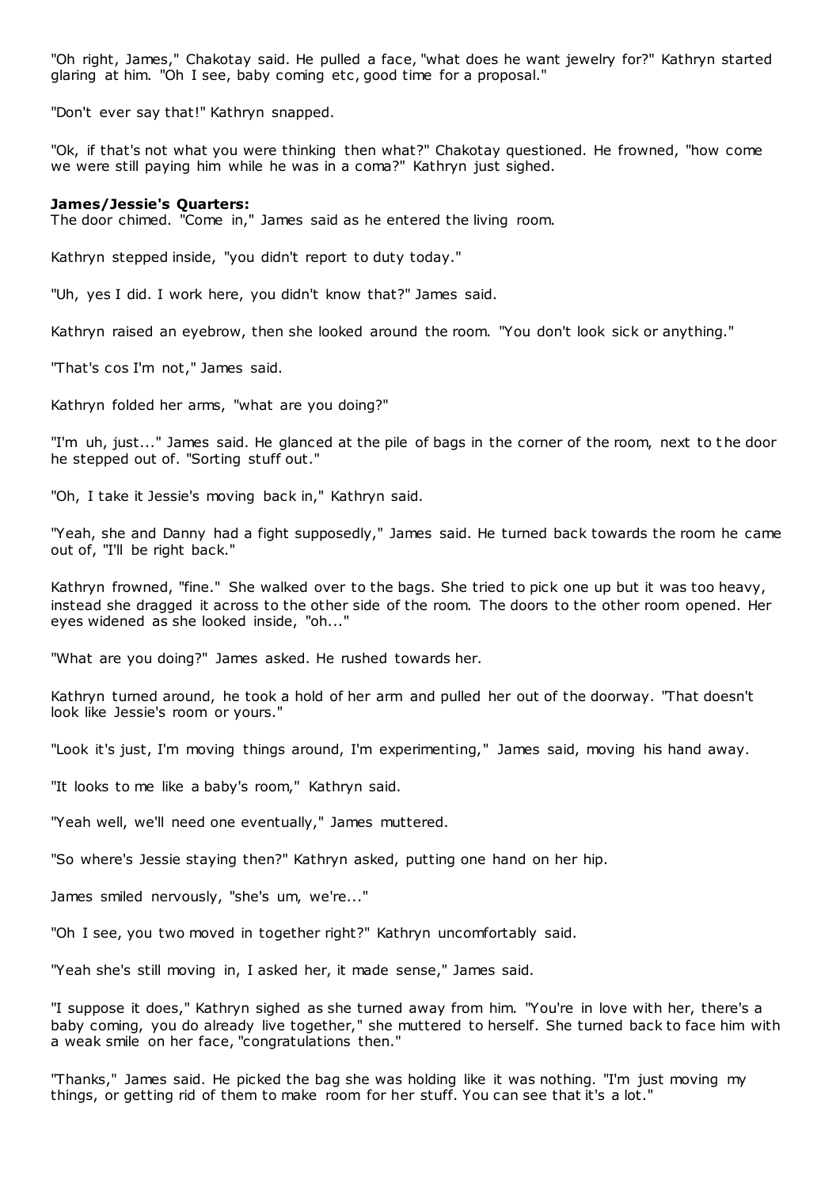"Oh right, James," Chakotay said. He pulled a face, "what does he want jewelry for?" Kathryn started glaring at him. "Oh I see, baby coming etc, good time for a proposal."

"Don't ever say that!" Kathryn snapped.

"Ok, if that's not what you were thinking then what?" Chakotay questioned. He frowned, "how come we were still paying him while he was in a coma?" Kathryn just sighed.

**James/Jessie's Quarters:**
The door chimed. "Come in," James said as he entered the living room.

Kathryn stepped inside, "you didn't report to duty today."

"Uh, yes I did. I work here, you didn't know that?" James said.

Kathryn raised an eyebrow, then she looked around the room. "You don't look sick or anything."

"That's cos I'm not," James said.

Kathryn folded her arms, "what are you doing?"

"I'm uh, just..." James said. He glanced at the pile of bags in the corner of the room, next to the door he stepped out of. "Sorting stuff out."

"Oh, I take it Jessie's moving back in," Kathryn said.

"Yeah, she and Danny had a fight supposedly," James said. He turned back towards the room he came out of, "I'll be right back."

Kathryn frowned, "fine." She walked over to the bags. She tried to pick one up but it was too heavy, instead she dragged it across to the other side of the room. The doors to the other room opened. Her eyes widened as she looked inside, "oh..."

"What are you doing?" James asked. He rushed towards her.

Kathryn turned around, he took a hold of her arm and pulled her out of the doorway. "That doesn't look like Jessie's room or yours."

"Look it's just, I'm moving things around, I'm experimenting," James said, moving his hand away.

"It looks to me like a baby's room," Kathryn said.

"Yeah well, we'll need one eventually," James muttered.

"So where's Jessie staying then?" Kathryn asked, putting one hand on her hip.

James smiled nervously, "she's um, we're..."

"Oh I see, you two moved in together right?" Kathryn uncomfortably said.

"Yeah she's still moving in, I asked her, it made sense," James said.

"I suppose it does," Kathryn sighed as she turned away from him. "You're in love with her, there's a baby coming, you do already live together," she muttered to herself. She turned back to face him with a weak smile on her face, "congratulations then."

"Thanks," James said. He picked the bag she was holding like it was nothing. "I'm just moving my things, or getting rid of them to make room for her stuff. You can see that it's a lot."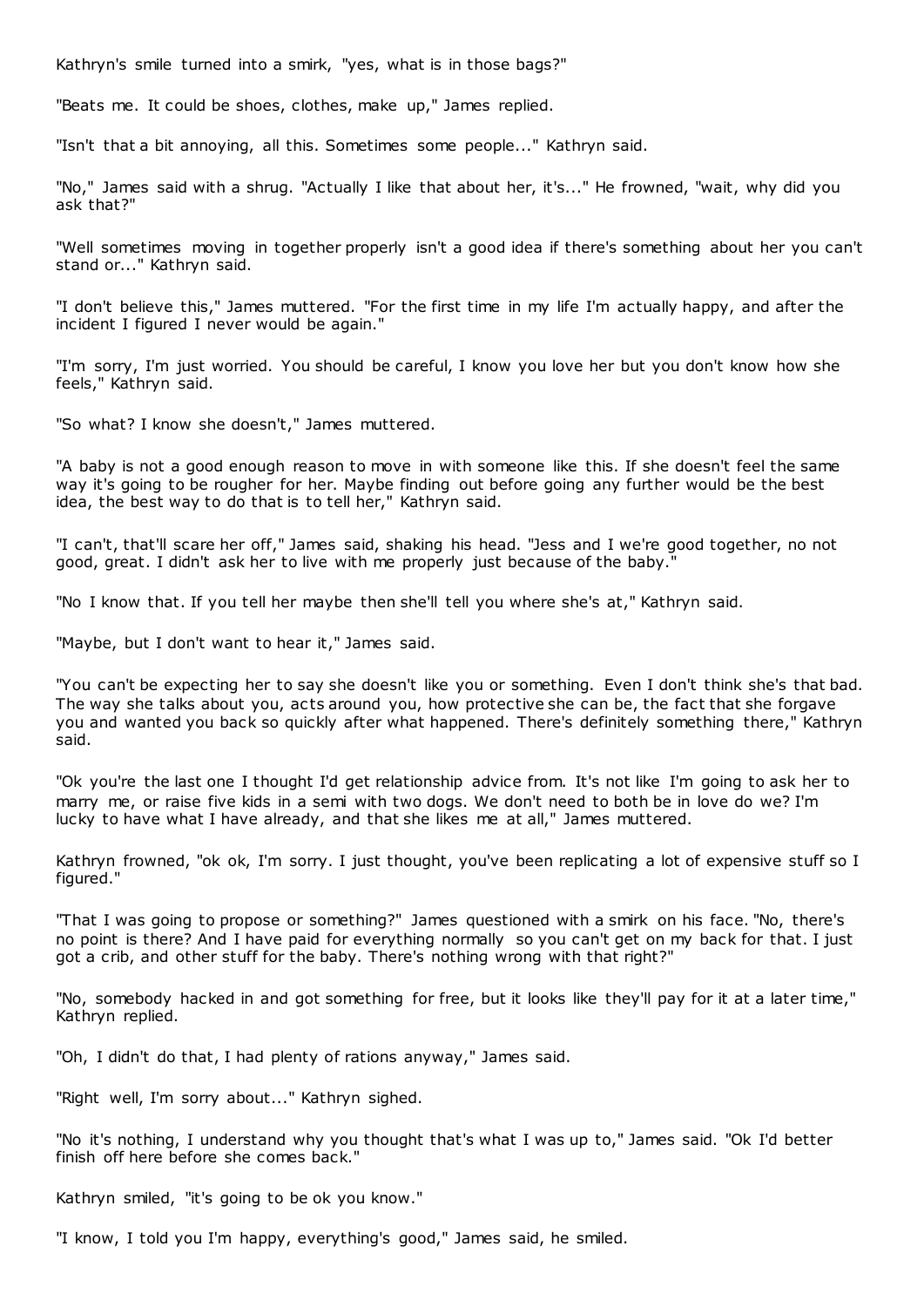Kathryn's smile turned into a smirk, "yes, what is in those bags?"

"Beats me. It could be shoes, clothes, make up," James replied.

"Isn't that a bit annoying, all this. Sometimes some people..." Kathryn said.

"No," James said with a shrug. "Actually I like that about her, it's..." He frowned, "wait, why did you ask that?"

"Well sometimes moving in together properly isn't a good idea if there's something about her you can't stand or..." Kathryn said.

"I don't believe this," James muttered. "For the first time in my life I'm actually happy, and after the incident I figured I never would be again."

"I'm sorry, I'm just worried. You should be careful, I know you love her but you don't know how she feels," Kathryn said.

"So what? I know she doesn't," James muttered.

"A baby is not a good enough reason to move in with someone like this. If she doesn't feel the same way it's going to be rougher for her. Maybe finding out before going any further would be the best idea, the best way to do that is to tell her," Kathryn said.

"I can't, that'll scare her off," James said, shaking his head. "Jess and I we're good together, no not good, great. I didn't ask her to live with me properly just because of the baby."

"No I know that. If you tell her maybe then she'll tell you where she's at," Kathryn said.

"Maybe, but I don't want to hear it," James said.

"You can't be expecting her to say she doesn't like you or something. Even I don't think she's that bad. The way she talks about you, acts around you, how protective she can be, the fact that she forgave you and wanted you back so quickly after what happened. There's definitely something there," Kathryn said.

"Ok you're the last one I thought I'd get relationship advice from. It's not like I'm going to ask her to marry me, or raise five kids in a semi with two dogs. We don't need to both be in love do we? I'm lucky to have what I have already, and that she likes me at all," James muttered.

Kathryn frowned, "ok ok, I'm sorry. I just thought, you've been replicating a lot of expensive stuff so I figured."

"That I was going to propose or something?" James questioned with a smirk on his face. "No, there's no point is there? And I have paid for everything normally so you can't get on my back for that. I just got a crib, and other stuff for the baby. There's nothing wrong with that right?"

"No, somebody hacked in and got something for free, but it looks like they'll pay for it at a later time," Kathryn replied.

"Oh, I didn't do that, I had plenty of rations anyway," James said.

"Right well, I'm sorry about..." Kathryn sighed.

"No it's nothing, I understand why you thought that's what I was up to," James said. "Ok I'd better finish off here before she comes back."

Kathryn smiled, "it's going to be ok you know."

"I know, I told you I'm happy, everything's good," James said, he smiled.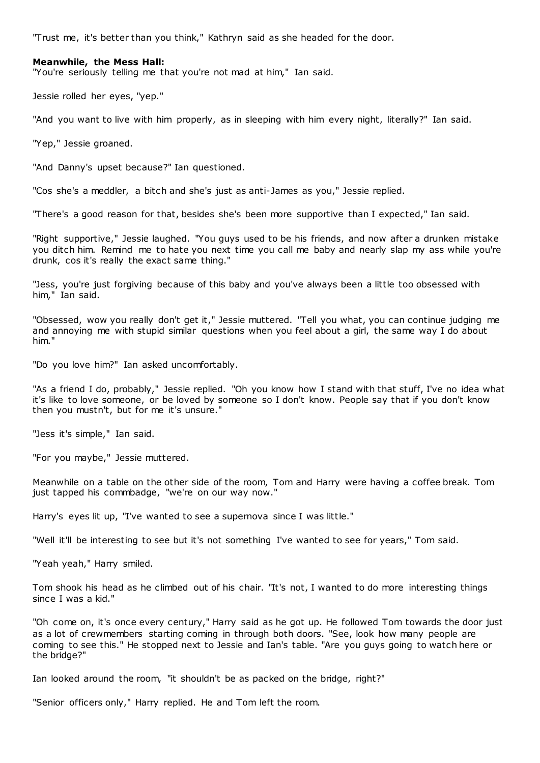"Trust me, it's better than you think," Kathryn said as she headed for the door.

**Meanwhile, the Mess Hall:**

"You're seriously telling me that you're not mad at him," Ian said.

Jessie rolled her eyes, "yep."

"And you want to live with him properly, as in sleeping with him every night, literally?" Ian said.

"Yep," Jessie groaned.

"And Danny's upset because?" Ian questioned.

"Cos she's a meddler, a bitch and she's just as anti-James as you," Jessie replied.

"There's a good reason for that, besides she's been more supportive than I expected," Ian said.

"Right supportive," Jessie laughed. "You guys used to be his friends, and now after a drunken mistake you ditch him. Remind me to hate you next time you call me baby and nearly slap my ass while you're drunk, cos it's really the exact same thing."

"Jess, you're just forgiving because of this baby and you've always been a little too obsessed with him," Ian said.

"Obsessed, wow you really don't get it," Jessie muttered. "Tell you what, you can continue judging me and annoying me with stupid similar questions when you feel about a girl, the same way I do about him."

"Do you love him?" Ian asked uncomfortably.

"As a friend I do, probably," Jessie replied. "Oh you know how I stand with that stuff, I've no idea what it's like to love someone, or be loved by someone so I don't know. People say that if you don't know then you mustn't, but for me it's unsure."

"Jess it's simple," Ian said.

"For you maybe," Jessie muttered.

Meanwhile on a table on the other side of the room, Tom and Harry were having a coffee break. Tom just tapped his commbadge, "we're on our way now."

Harry's eyes lit up, "I've wanted to see a supernova since I was little."

"Well it'll be interesting to see but it's not something I've wanted to see for years," Tom said.

"Yeah yeah," Harry smiled.

Tom shook his head as he climbed out of his chair. "It's not, I wanted to do more interesting things since I was a kid."

"Oh come on, it's once every century," Harry said as he got up. He followed Tom towards the door just as a lot of crewmembers starting coming in through both doors. "See, look how many people are coming to see this." He stopped next to Jessie and Ian's table. "Are you guys going to watch here or the bridge?"

Ian looked around the room, "it shouldn't be as packed on the bridge, right?"

"Senior officers only," Harry replied. He and Tom left the room.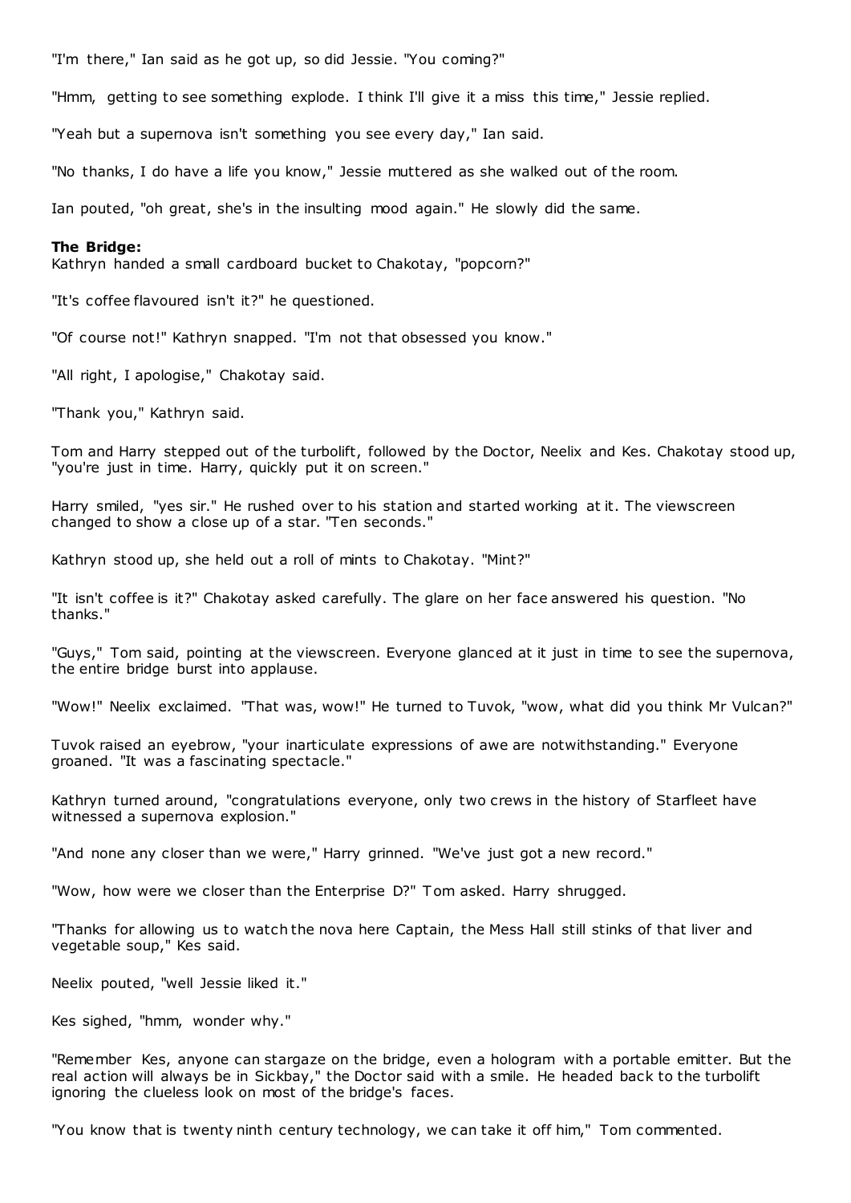"I'm there," Ian said as he got up, so did Jessie. "You coming?"

"Hmm, getting to see something explode. I think I'll give it a miss this time," Jessie replied.

"Yeah but a supernova isn't something you see every day," Ian said.

"No thanks, I do have a life you know," Jessie muttered as she walked out of the room.

Ian pouted, "oh great, she's in the insulting mood again." He slowly did the same.

**The Bridge:**

Kathryn handed a small cardboard bucket to Chakotay, "popcorn?"

"It's coffee flavoured isn't it?" he questioned.

"Of course not!" Kathryn snapped. "I'm not that obsessed you know."

"All right, I apologise," Chakotay said.

"Thank you," Kathryn said.

Tom and Harry stepped out of the turbolift, followed by the Doctor, Neelix and Kes. Chakotay stood up, "you're just in time. Harry, quickly put it on screen."

Harry smiled, "yes sir." He rushed over to his station and started working at it. The viewscreen changed to show a close up of a star. "Ten seconds."

Kathryn stood up, she held out a roll of mints to Chakotay. "Mint?"

"It isn't coffee is it?" Chakotay asked carefully. The glare on her face answered his question. "No thanks."

"Guys," Tom said, pointing at the viewscreen. Everyone glanced at it just in time to see the supernova, the entire bridge burst into applause.

"Wow!" Neelix exclaimed. "That was, wow!" He turned to Tuvok, "wow, what did you think Mr Vulcan?"

Tuvok raised an eyebrow, "your inarticulate expressions of awe are notwithstanding." Everyone groaned. "It was a fascinating spectacle."

Kathryn turned around, "congratulations everyone, only two crews in the history of Starfleet have witnessed a supernova explosion."

"And none any closer than we were," Harry grinned. "We've just got a new record."

"Wow, how were we closer than the Enterprise D?" Tom asked. Harry shrugged.

"Thanks for allowing us to watch the nova here Captain, the Mess Hall still stinks of that liver and vegetable soup," Kes said.

Neelix pouted, "well Jessie liked it."

Kes sighed, "hmm, wonder why."

"Remember Kes, anyone can stargaze on the bridge, even a hologram with a portable emitter. But the real action will always be in Sickbay," the Doctor said with a smile. He headed back to the turbolift ignoring the clueless look on most of the bridge's faces.

"You know that is twenty ninth century technology, we can take it off him," Tom commented.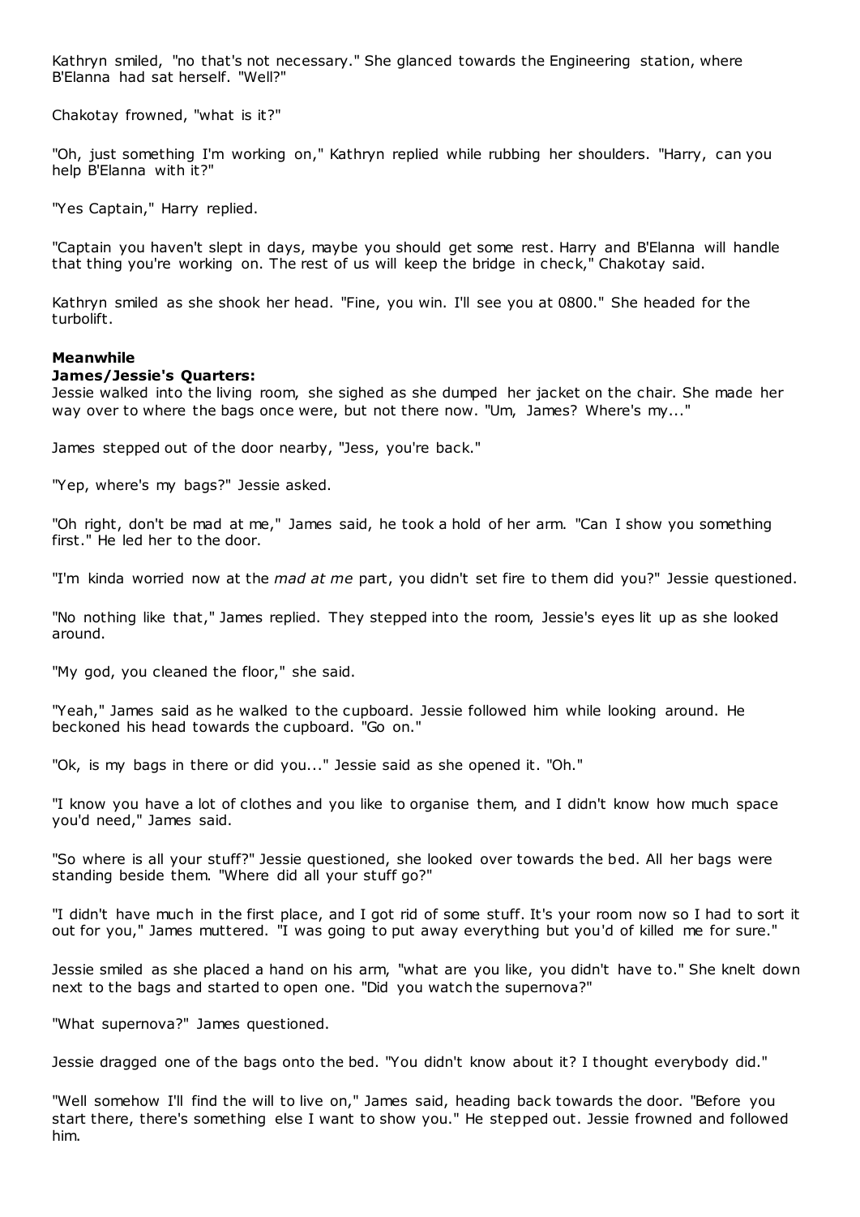Kathryn smiled, "no that's not necessary." She glanced towards the Engineering station, where B'Elanna had sat herself. "Well?"

Chakotay frowned, "what is it?"

"Oh, just something I'm working on," Kathryn replied while rubbing her shoulders. "Harry, can you help B'Elanna with it?"

"Yes Captain," Harry replied.

"Captain you haven't slept in days, maybe you should get some rest. Harry and B'Elanna will handle that thing you're working on. The rest of us will keep the bridge in check," Chakotay said.

Kathryn smiled as she shook her head. "Fine, you win. I'll see you at 0800." She headed for the turbolift.

**Meanwhile**
**James/Jessie's Quarters:**
Jessie walked into the living room, she sighed as she dumped her jacket on the chair. She made her way over to where the bags once were, but not there now. "Um, James? Where's my..."

James stepped out of the door nearby, "Jess, you're back."

"Yep, where's my bags?" Jessie asked.

"Oh right, don't be mad at me," James said, he took a hold of her arm. "Can I show you something first." He led her to the door.

"I'm kinda worried now at the *mad at me* part, you didn't set fire to them did you?" Jessie questioned.

"No nothing like that," James replied. They stepped into the room, Jessie's eyes lit up as she looked around.

"My god, you cleaned the floor," she said.

"Yeah," James said as he walked to the cupboard. Jessie followed him while looking around. He beckoned his head towards the cupboard. "Go on."

"Ok, is my bags in there or did you..." Jessie said as she opened it. "Oh."

"I know you have a lot of clothes and you like to organise them, and I didn't know how much space you'd need," James said.

"So where is all your stuff?" Jessie questioned, she looked over towards the bed. All her bags were standing beside them. "Where did all your stuff go?"

"I didn't have much in the first place, and I got rid of some stuff. It's your room now so I had to sort it out for you," James muttered. "I was going to put away everything but you'd of killed me for sure."

Jessie smiled as she placed a hand on his arm, "what are you like, you didn't have to." She knelt down next to the bags and started to open one. "Did you watch the supernova?"

"What supernova?" James questioned.

Jessie dragged one of the bags onto the bed. "You didn't know about it? I thought everybody did."

"Well somehow I'll find the will to live on," James said, heading back towards the door. "Before you start there, there's something else I want to show you." He stepped out. Jessie frowned and followed him.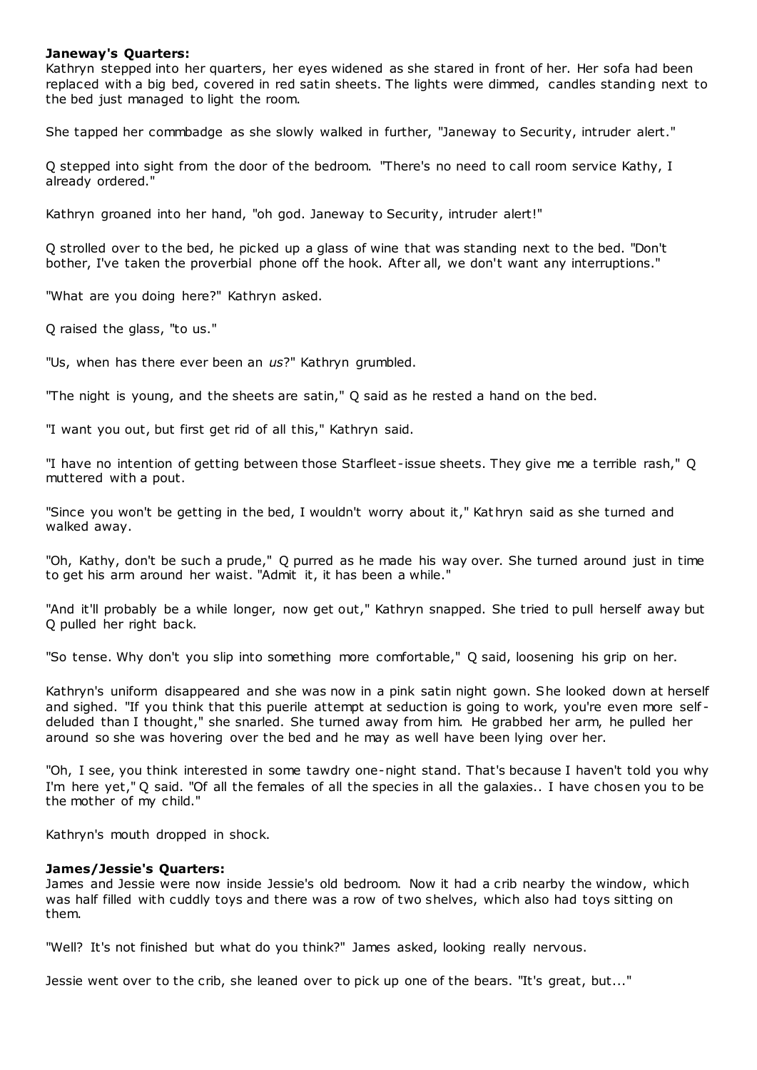**Janeway's Quarters:**

Kathryn stepped into her quarters, her eyes widened as she stared in front of her. Her sofa had been replaced with a big bed, covered in red satin sheets. The lights were dimmed, candles standing next to the bed just managed to light the room.

She tapped her commbadge as she slowly walked in further, "Janeway to Security, intruder alert."

Q stepped into sight from the door of the bedroom. "There's no need to call room service Kathy, I already ordered."

Kathryn groaned into her hand, "oh god. Janeway to Security, intruder alert!"

Q strolled over to the bed, he picked up a glass of wine that was standing next to the bed. "Don't bother, I've taken the proverbial phone off the hook. After all, we don't want any interruptions."

"What are you doing here?" Kathryn asked.

Q raised the glass, "to us."

"Us, when has there ever been an *us*?" Kathryn grumbled.

"The night is young, and the sheets are satin," Q said as he rested a hand on the bed.

"I want you out, but first get rid of all this," Kathryn said.

"I have no intention of getting between those Starfleet-issue sheets. They give me a terrible rash," Q muttered with a pout.

"Since you won't be getting in the bed, I wouldn't worry about it," Kathryn said as she turned and walked away.

"Oh, Kathy, don't be such a prude," Q purred as he made his way over. She turned around just in time to get his arm around her waist. "Admit it, it has been a while."

"And it'll probably be a while longer, now get out," Kathryn snapped. She tried to pull herself away but Q pulled her right back.

"So tense. Why don't you slip into something more comfortable," Q said, loosening his grip on her.

Kathryn's uniform disappeared and she was now in a pink satin night gown. She looked down at herself and sighed. "If you think that this puerile attempt at seduction is going to work, you're even more self-deluded than I thought," she snarled. She turned away from him. He grabbed her arm, he pulled her around so she was hovering over the bed and he may as well have been lying over her.

"Oh, I see, you think interested in some tawdry one-night stand. That's because I haven't told you why I'm here yet," Q said. "Of all the females of all the species in all the galaxies.. I have chosen you to be the mother of my child."

Kathryn's mouth dropped in shock.

**James/Jessie's Quarters:**

James and Jessie were now inside Jessie's old bedroom. Now it had a crib nearby the window, which was half filled with cuddly toys and there was a row of two shelves, which also had toys sitting on them.

"Well? It's not finished but what do you think?" James asked, looking really nervous.

Jessie went over to the crib, she leaned over to pick up one of the bears. "It's great, but..."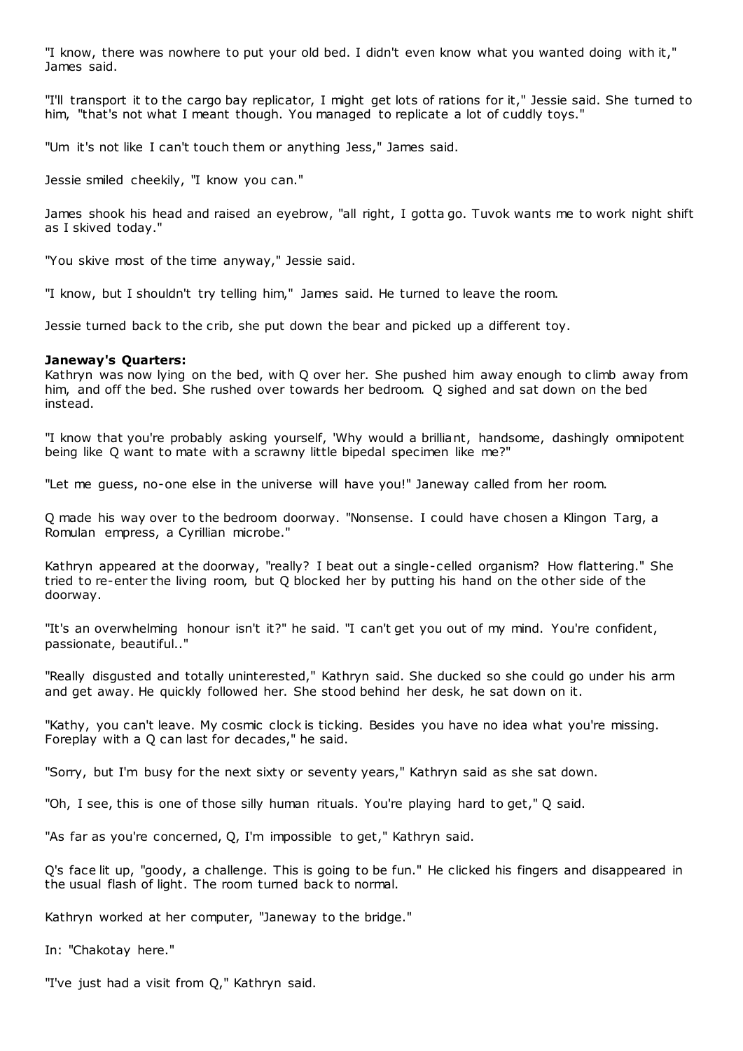"I know, there was nowhere to put your old bed. I didn't even know what you wanted doing with it," James said.

"I'll transport it to the cargo bay replicator, I might get lots of rations for it," Jessie said. She turned to him, "that's not what I meant though. You managed to replicate a lot of cuddly toys."

"Um it's not like I can't touch them or anything Jess," James said.

Jessie smiled cheekily, "I know you can."

James shook his head and raised an eyebrow, "all right, I gotta go. Tuvok wants me to work night shift as I skived today."

"You skive most of the time anyway," Jessie said.

"I know, but I shouldn't try telling him," James said. He turned to leave the room.

Jessie turned back to the crib, she put down the bear and picked up a different toy.

**Janeway's Quarters:**
Kathryn was now lying on the bed, with Q over her. She pushed him away enough to climb away from him, and off the bed. She rushed over towards her bedroom. Q sighed and sat down on the bed instead.

"I know that you're probably asking yourself, 'Why would a brilliant, handsome, dashingly omnipotent being like Q want to mate with a scrawny little bipedal specimen like me?"

"Let me guess, no-one else in the universe will have you!" Janeway called from her room.

Q made his way over to the bedroom doorway. "Nonsense. I could have chosen a Klingon Targ, a Romulan empress, a Cyrillian microbe."

Kathryn appeared at the doorway, "really? I beat out a single-celled organism? How flattering." She tried to re-enter the living room, but Q blocked her by putting his hand on the other side of the doorway.

"It's an overwhelming honour isn't it?" he said. "I can't get you out of my mind. You're confident, passionate, beautiful.."

"Really disgusted and totally uninterested," Kathryn said. She ducked so she could go under his arm and get away. He quickly followed her. She stood behind her desk, he sat down on it.

"Kathy, you can't leave. My cosmic clock is ticking. Besides you have no idea what you're missing. Foreplay with a Q can last for decades," he said.

"Sorry, but I'm busy for the next sixty or seventy years," Kathryn said as she sat down.

"Oh, I see, this is one of those silly human rituals. You're playing hard to get," Q said.

"As far as you're concerned, Q, I'm impossible to get," Kathryn said.

Q's face lit up, "goody, a challenge. This is going to be fun." He clicked his fingers and disappeared in the usual flash of light. The room turned back to normal.

Kathryn worked at her computer, "Janeway to the bridge."

In: "Chakotay here."

"I've just had a visit from Q," Kathryn said.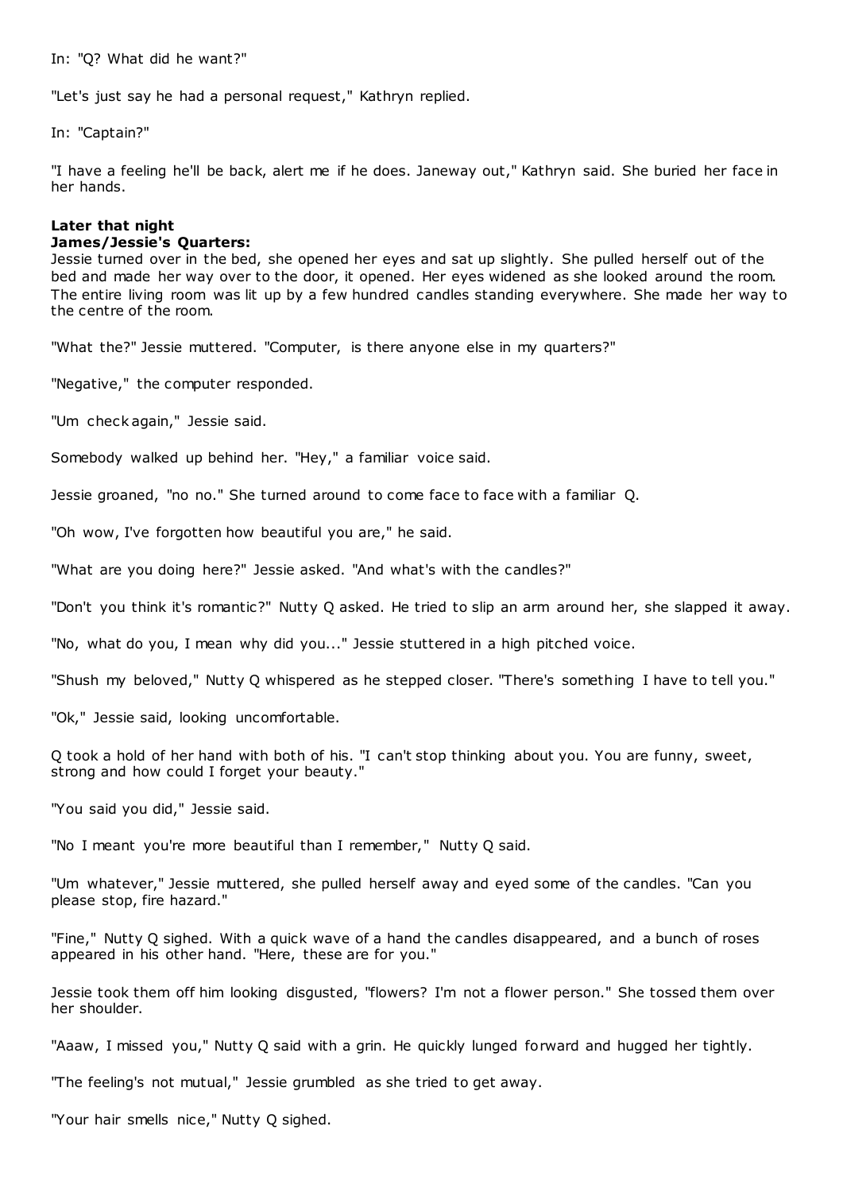In: "Q? What did he want?"

"Let's just say he had a personal request," Kathryn replied.

In: "Captain?"

"I have a feeling he'll be back, alert me if he does. Janeway out," Kathryn said. She buried her face in her hands.

**Later that night**
**James/Jessie's Quarters:**
Jessie turned over in the bed, she opened her eyes and sat up slightly. She pulled herself out of the bed and made her way over to the door, it opened. Her eyes widened as she looked around the room. The entire living room was lit up by a few hundred candles standing everywhere. She made her way to the centre of the room.

"What the?" Jessie muttered. "Computer, is there anyone else in my quarters?"

"Negative," the computer responded.

"Um check again," Jessie said.

Somebody walked up behind her. "Hey," a familiar voice said.

Jessie groaned, "no no." She turned around to come face to face with a familiar Q.

"Oh wow, I've forgotten how beautiful you are," he said.

"What are you doing here?" Jessie asked. "And what's with the candles?"

"Don't you think it's romantic?" Nutty Q asked. He tried to slip an arm around her, she slapped it away.

"No, what do you, I mean why did you..." Jessie stuttered in a high pitched voice.

"Shush my beloved," Nutty Q whispered as he stepped closer. "There's something I have to tell you."

"Ok," Jessie said, looking uncomfortable.

Q took a hold of her hand with both of his. "I can't stop thinking about you. You are funny, sweet, strong and how could I forget your beauty."

"You said you did," Jessie said.

"No I meant you're more beautiful than I remember," Nutty Q said.

"Um whatever," Jessie muttered, she pulled herself away and eyed some of the candles. "Can you please stop, fire hazard."

"Fine," Nutty Q sighed. With a quick wave of a hand the candles disappeared, and a bunch of roses appeared in his other hand. "Here, these are for you."

Jessie took them off him looking disgusted, "flowers? I'm not a flower person." She tossed them over her shoulder.

"Aaaw, I missed you," Nutty Q said with a grin. He quickly lunged forward and hugged her tightly.

"The feeling's not mutual," Jessie grumbled as she tried to get away.

"Your hair smells nice," Nutty Q sighed.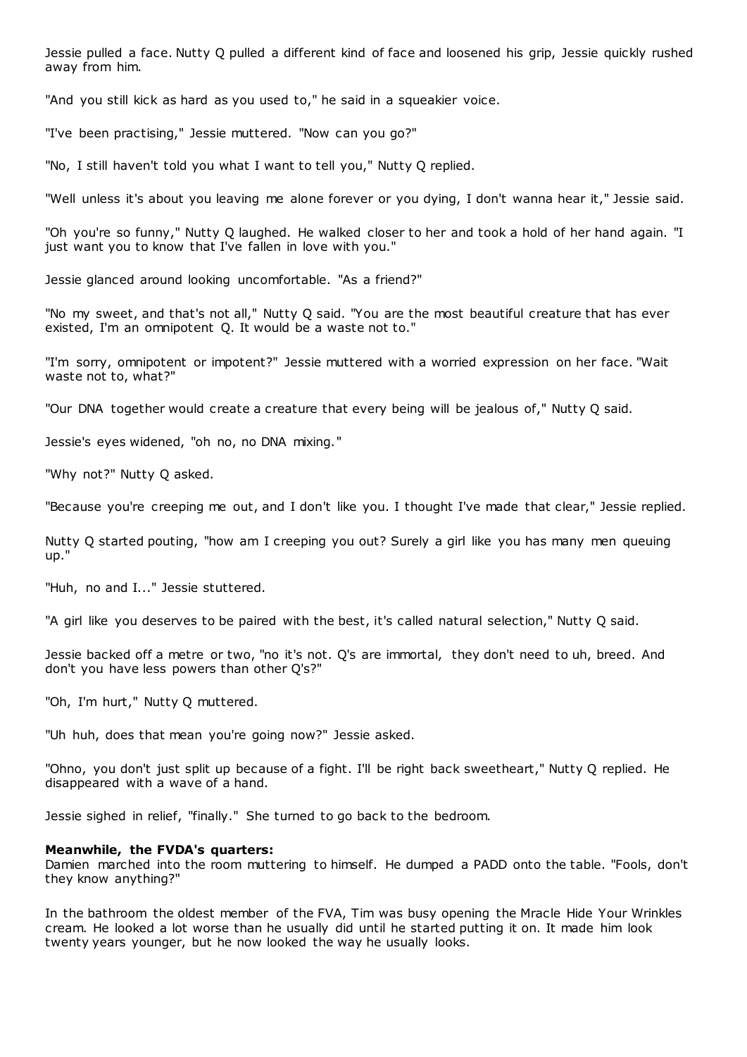Jessie pulled a face. Nutty Q pulled a different kind of face and loosened his grip, Jessie quickly rushed away from him.

"And you still kick as hard as you used to," he said in a squeakier voice.

"I've been practising," Jessie muttered. "Now can you go?"

"No, I still haven't told you what I want to tell you," Nutty Q replied.

"Well unless it's about you leaving me alone forever or you dying, I don't wanna hear it," Jessie said.

"Oh you're so funny," Nutty Q laughed. He walked closer to her and took a hold of her hand again. "I just want you to know that I've fallen in love with you."

Jessie glanced around looking uncomfortable. "As a friend?"

"No my sweet, and that's not all," Nutty Q said. "You are the most beautiful creature that has ever existed, I'm an omnipotent Q. It would be a waste not to."

"I'm sorry, omnipotent or impotent?" Jessie muttered with a worried expression on her face. "Wait waste not to, what?"

"Our DNA together would create a creature that every being will be jealous of," Nutty Q said.

Jessie's eyes widened, "oh no, no DNA mixing."

"Why not?" Nutty Q asked.

"Because you're creeping me out, and I don't like you. I thought I've made that clear," Jessie replied.

Nutty Q started pouting, "how am I creeping you out? Surely a girl like you has many men queuing up."

"Huh, no and I..." Jessie stuttered.

"A girl like you deserves to be paired with the best, it's called natural selection," Nutty Q said.

Jessie backed off a metre or two, "no it's not. Q's are immortal, they don't need to uh, breed. And don't you have less powers than other Q's?"

"Oh, I'm hurt," Nutty Q muttered.

"Uh huh, does that mean you're going now?" Jessie asked.

"Ohno, you don't just split up because of a fight. I'll be right back sweetheart," Nutty Q replied. He disappeared with a wave of a hand.

Jessie sighed in relief, "finally." She turned to go back to the bedroom.

**Meanwhile, the FVDA's quarters:**
Damien marched into the room muttering to himself. He dumped a PADD onto the table. "Fools, don't they know anything?"

In the bathroom the oldest member of the FVA, Tim was busy opening the Mracle Hide Your Wrinkles cream. He looked a lot worse than he usually did until he started putting it on. It made him look twenty years younger, but he now looked the way he usually looks.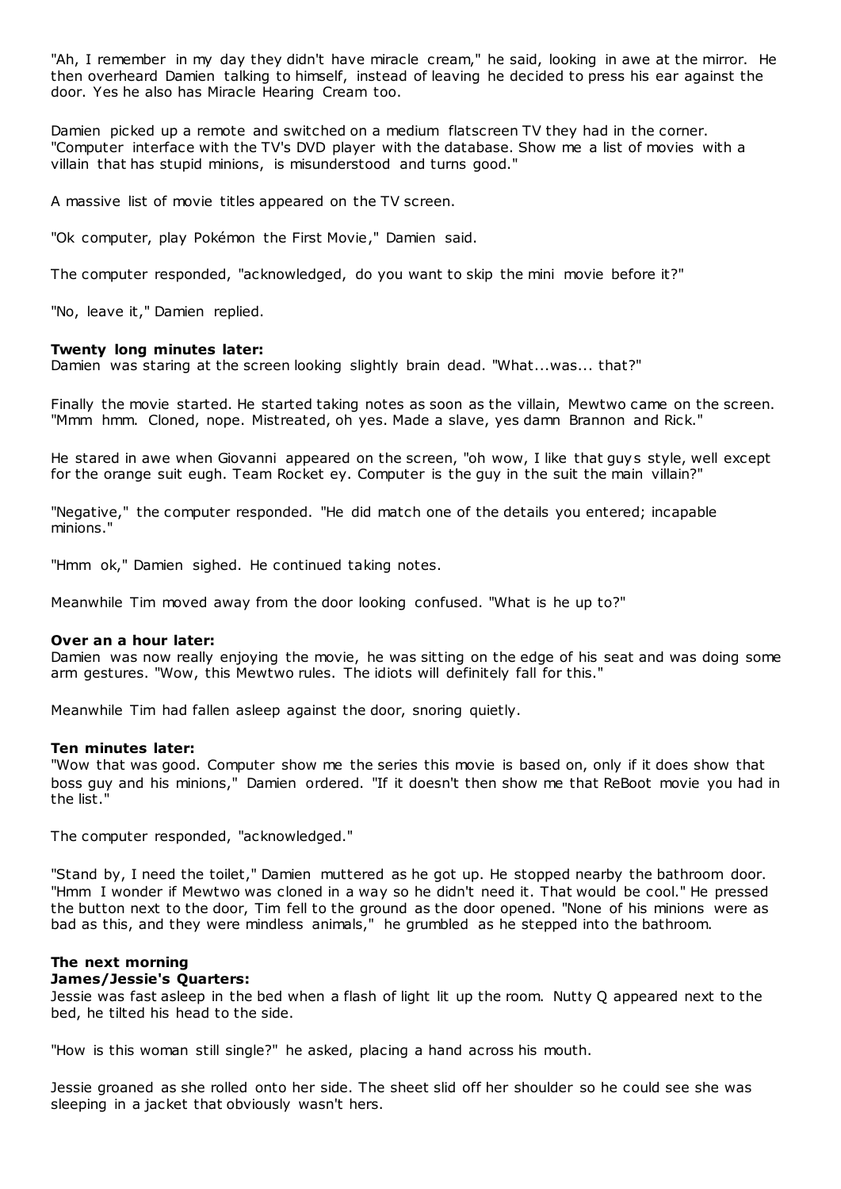"Ah, I remember in my day they didn't have miracle cream," he said, looking in awe at the mirror. He then overheard Damien talking to himself, instead of leaving he decided to press his ear against the door. Yes he also has Miracle Hearing Cream too.

Damien picked up a remote and switched on a medium flatscreen TV they had in the corner. "Computer interface with the TV's DVD player with the database. Show me a list of movies with a villain that has stupid minions, is misunderstood and turns good."

A massive list of movie titles appeared on the TV screen.

"Ok computer, play Pokémon the First Movie," Damien said.

The computer responded, "acknowledged, do you want to skip the mini movie before it?"

"No, leave it," Damien replied.

**Twenty long minutes later:**
Damien was staring at the screen looking slightly brain dead. "What...was... that?"

Finally the movie started. He started taking notes as soon as the villain, Mewtwo came on the screen. "Mmm hmm. Cloned, nope. Mistreated, oh yes. Made a slave, yes damn Brannon and Rick."

He stared in awe when Giovanni appeared on the screen, "oh wow, I like that guys style, well except for the orange suit eugh. Team Rocket ey. Computer is the guy in the suit the main villain?"

"Negative," the computer responded. "He did match one of the details you entered; incapable minions."

"Hmm ok," Damien sighed. He continued taking notes.

Meanwhile Tim moved away from the door looking confused. "What is he up to?"

**Over an a hour later:**
Damien was now really enjoying the movie, he was sitting on the edge of his seat and was doing some arm gestures. "Wow, this Mewtwo rules. The idiots will definitely fall for this."

Meanwhile Tim had fallen asleep against the door, snoring quietly.

**Ten minutes later:**
"Wow that was good. Computer show me the series this movie is based on, only if it does show that boss guy and his minions," Damien ordered. "If it doesn't then show me that ReBoot movie you had in the list."

The computer responded, "acknowledged."

"Stand by, I need the toilet," Damien muttered as he got up. He stopped nearby the bathroom door. "Hmm I wonder if Mewtwo was cloned in a way so he didn't need it. That would be cool." He pressed the button next to the door, Tim fell to the ground as the door opened. "None of his minions were as bad as this, and they were mindless animals," he grumbled as he stepped into the bathroom.

**The next morning**
**James/Jessie's Quarters:**
Jessie was fast asleep in the bed when a flash of light lit up the room. Nutty Q appeared next to the bed, he tilted his head to the side.

"How is this woman still single?" he asked, placing a hand across his mouth.

Jessie groaned as she rolled onto her side. The sheet slid off her shoulder so he could see she was sleeping in a jacket that obviously wasn't hers.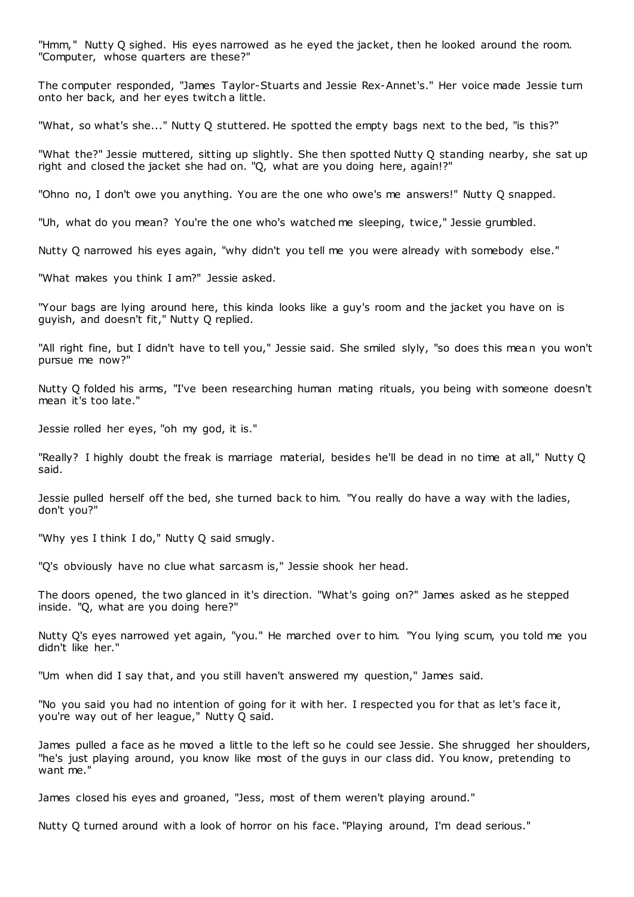"Hmm," Nutty Q sighed. His eyes narrowed as he eyed the jacket, then he looked around the room. "Computer, whose quarters are these?"

The computer responded, "James Taylor-Stuarts and Jessie Rex-Annet's." Her voice made Jessie turn onto her back, and her eyes twitch a little.

"What, so what's she..." Nutty Q stuttered. He spotted the empty bags next to the bed, "is this?"

"What the?" Jessie muttered, sitting up slightly. She then spotted Nutty Q standing nearby, she sat up right and closed the jacket she had on. "Q, what are you doing here, again!?"

"Ohno no, I don't owe you anything. You are the one who owe's me answers!" Nutty Q snapped.

"Uh, what do you mean? You're the one who's watched me sleeping, twice," Jessie grumbled.

Nutty Q narrowed his eyes again, "why didn't you tell me you were already with somebody else."

"What makes you think I am?" Jessie asked.

"Your bags are lying around here, this kinda looks like a guy's room and the jacket you have on is guyish, and doesn't fit," Nutty Q replied.

"All right fine, but I didn't have to tell you," Jessie said. She smiled slyly, "so does this mean you won't pursue me now?"

Nutty Q folded his arms, "I've been researching human mating rituals, you being with someone doesn't mean it's too late."

Jessie rolled her eyes, "oh my god, it is."

"Really? I highly doubt the freak is marriage material, besides he'll be dead in no time at all," Nutty Q said.

Jessie pulled herself off the bed, she turned back to him. "You really do have a way with the ladies, don't you?"

"Why yes I think I do," Nutty Q said smugly.

"Q's obviously have no clue what sarcasm is," Jessie shook her head.

The doors opened, the two glanced in it's direction. "What's going on?" James asked as he stepped inside. "Q, what are you doing here?"

Nutty Q's eyes narrowed yet again, "you." He marched over to him. "You lying scum, you told me you didn't like her."

"Um when did I say that, and you still haven't answered my question," James said.

"No you said you had no intention of going for it with her. I respected you for that as let's face it, you're way out of her league," Nutty Q said.

James pulled a face as he moved a little to the left so he could see Jessie. She shrugged her shoulders, "he's just playing around, you know like most of the guys in our class did. You know, pretending to want me."

James closed his eyes and groaned, "Jess, most of them weren't playing around."

Nutty Q turned around with a look of horror on his face. "Playing around, I'm dead serious."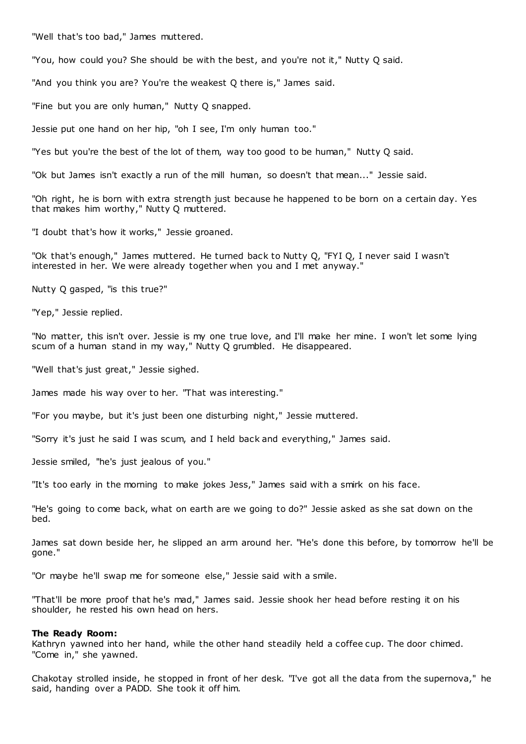"Well that's too bad," James muttered.

"You, how could you? She should be with the best, and you're not it," Nutty Q said.

"And you think you are? You're the weakest Q there is," James said.

"Fine but you are only human," Nutty Q snapped.

Jessie put one hand on her hip, "oh I see, I'm only human too."

"Yes but you're the best of the lot of them, way too good to be human," Nutty Q said.

"Ok but James isn't exactly a run of the mill human, so doesn't that mean..." Jessie said.

"Oh right, he is born with extra strength just because he happened to be born on a certain day. Yes that makes him worthy," Nutty Q muttered.

"I doubt that's how it works," Jessie groaned.

"Ok that's enough," James muttered. He turned back to Nutty Q, "FYI Q, I never said I wasn't interested in her. We were already together when you and I met anyway."

Nutty Q gasped, "is this true?"

"Yep," Jessie replied.

"No matter, this isn't over. Jessie is my one true love, and I'll make her mine. I won't let some lying scum of a human stand in my way," Nutty Q grumbled. He disappeared.

"Well that's just great," Jessie sighed.

James made his way over to her. "That was interesting."

"For you maybe, but it's just been one disturbing night," Jessie muttered.

"Sorry it's just he said I was scum, and I held back and everything," James said.

Jessie smiled, "he's just jealous of you."

"It's too early in the morning to make jokes Jess," James said with a smirk on his face.

"He's going to come back, what on earth are we going to do?" Jessie asked as she sat down on the bed.

James sat down beside her, he slipped an arm around her. "He's done this before, by tomorrow he'll be gone."

"Or maybe he'll swap me for someone else," Jessie said with a smile.

"That'll be more proof that he's mad," James said. Jessie shook her head before resting it on his shoulder, he rested his own head on hers.

**The Ready Room:**
Kathryn yawned into her hand, while the other hand steadily held a coffee cup. The door chimed. "Come in," she yawned.

Chakotay strolled inside, he stopped in front of her desk. "I've got all the data from the supernova," he said, handing over a PADD. She took it off him.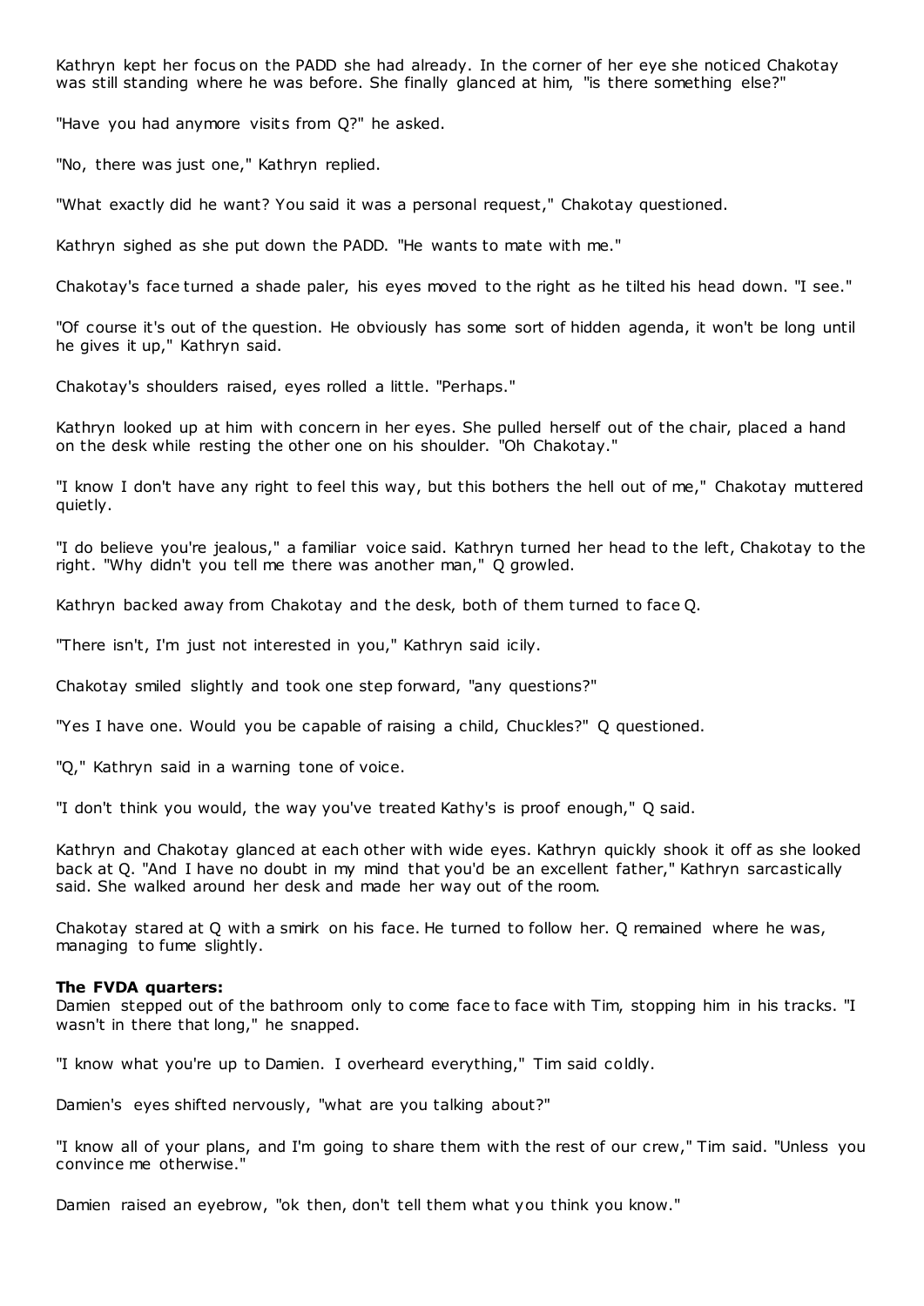Kathryn kept her focus on the PADD she had already. In the corner of her eye she noticed Chakotay was still standing where he was before. She finally glanced at him, "is there something else?"

"Have you had anymore visits from Q?" he asked.

"No, there was just one," Kathryn replied.

"What exactly did he want? You said it was a personal request," Chakotay questioned.

Kathryn sighed as she put down the PADD. "He wants to mate with me."

Chakotay's face turned a shade paler, his eyes moved to the right as he tilted his head down. "I see."

"Of course it's out of the question. He obviously has some sort of hidden agenda, it won't be long until he gives it up," Kathryn said.

Chakotay's shoulders raised, eyes rolled a little. "Perhaps."

Kathryn looked up at him with concern in her eyes. She pulled herself out of the chair, placed a hand on the desk while resting the other one on his shoulder. "Oh Chakotay."

"I know I don't have any right to feel this way, but this bothers the hell out of me," Chakotay muttered quietly.

"I do believe you're jealous," a familiar voice said. Kathryn turned her head to the left, Chakotay to the right. "Why didn't you tell me there was another man," Q growled.

Kathryn backed away from Chakotay and the desk, both of them turned to face Q.

"There isn't, I'm just not interested in you," Kathryn said icily.

Chakotay smiled slightly and took one step forward, "any questions?"

"Yes I have one. Would you be capable of raising a child, Chuckles?" Q questioned.

"Q," Kathryn said in a warning tone of voice.

"I don't think you would, the way you've treated Kathy's is proof enough," Q said.

Kathryn and Chakotay glanced at each other with wide eyes. Kathryn quickly shook it off as she looked back at Q. "And I have no doubt in my mind that you'd be an excellent father," Kathryn sarcastically said. She walked around her desk and made her way out of the room.

Chakotay stared at Q with a smirk on his face. He turned to follow her. Q remained where he was, managing to fume slightly.

**The FVDA quarters:**
Damien stepped out of the bathroom only to come face to face with Tim, stopping him in his tracks. "I wasn't in there that long," he snapped.

"I know what you're up to Damien. I overheard everything," Tim said coldly.

Damien's eyes shifted nervously, "what are you talking about?"

"I know all of your plans, and I'm going to share them with the rest of our crew," Tim said. "Unless you convince me otherwise."

Damien raised an eyebrow, "ok then, don't tell them what you think you know."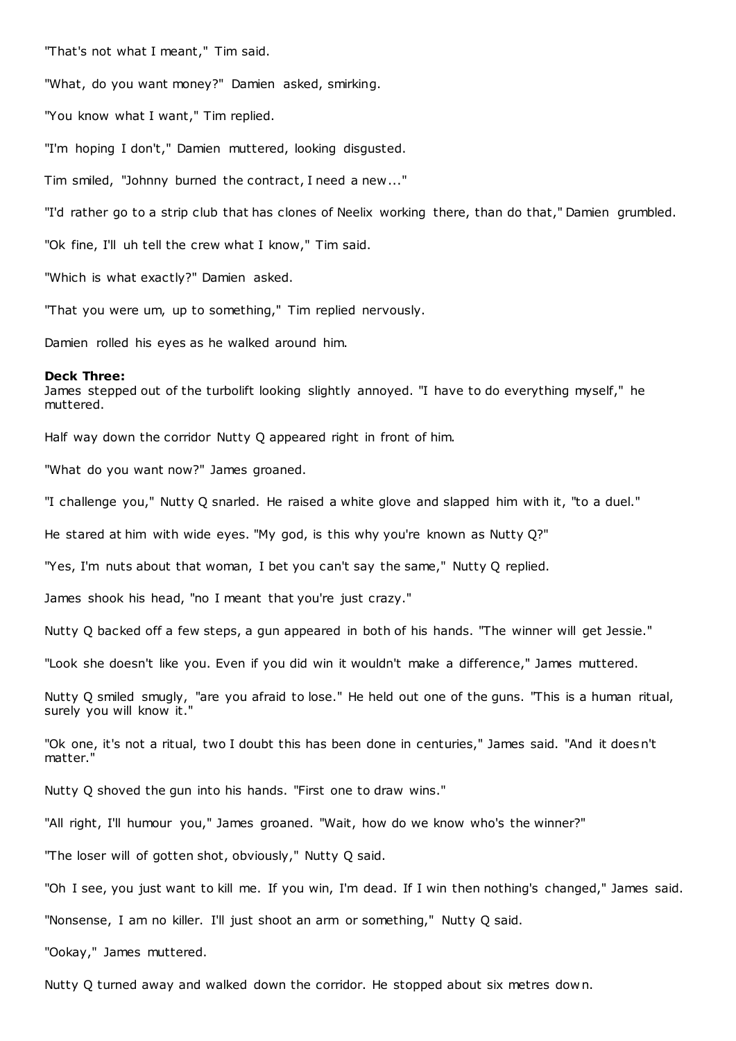"That's not what I meant," Tim said.

"What, do you want money?" Damien asked, smirking.

"You know what I want," Tim replied.

"I'm hoping I don't," Damien muttered, looking disgusted.

Tim smiled, "Johnny burned the contract, I need a new..."

"I'd rather go to a strip club that has clones of Neelix working there, than do that," Damien grumbled.

"Ok fine, I'll uh tell the crew what I know," Tim said.

"Which is what exactly?" Damien asked.

"That you were um, up to something," Tim replied nervously.

Damien rolled his eyes as he walked around him.

**Deck Three:**
James stepped out of the turbolift looking slightly annoyed. "I have to do everything myself," he muttered.

Half way down the corridor Nutty Q appeared right in front of him.

"What do you want now?" James groaned.

"I challenge you," Nutty Q snarled. He raised a white glove and slapped him with it, "to a duel."

He stared at him with wide eyes. "My god, is this why you're known as Nutty Q?"

"Yes, I'm nuts about that woman, I bet you can't say the same," Nutty Q replied.

James shook his head, "no I meant that you're just crazy."

Nutty Q backed off a few steps, a gun appeared in both of his hands. "The winner will get Jessie."

"Look she doesn't like you. Even if you did win it wouldn't make a difference," James muttered.

Nutty Q smiled smugly, "are you afraid to lose." He held out one of the guns. "This is a human ritual, surely you will know it."

"Ok one, it's not a ritual, two I doubt this has been done in centuries," James said. "And it doesn't matter."

Nutty Q shoved the gun into his hands. "First one to draw wins."

"All right, I'll humour you," James groaned. "Wait, how do we know who's the winner?"

"The loser will of gotten shot, obviously," Nutty Q said.

"Oh I see, you just want to kill me. If you win, I'm dead. If I win then nothing's changed," James said.

"Nonsense, I am no killer. I'll just shoot an arm or something," Nutty Q said.

"Ookay," James muttered.

Nutty Q turned away and walked down the corridor. He stopped about six metres down.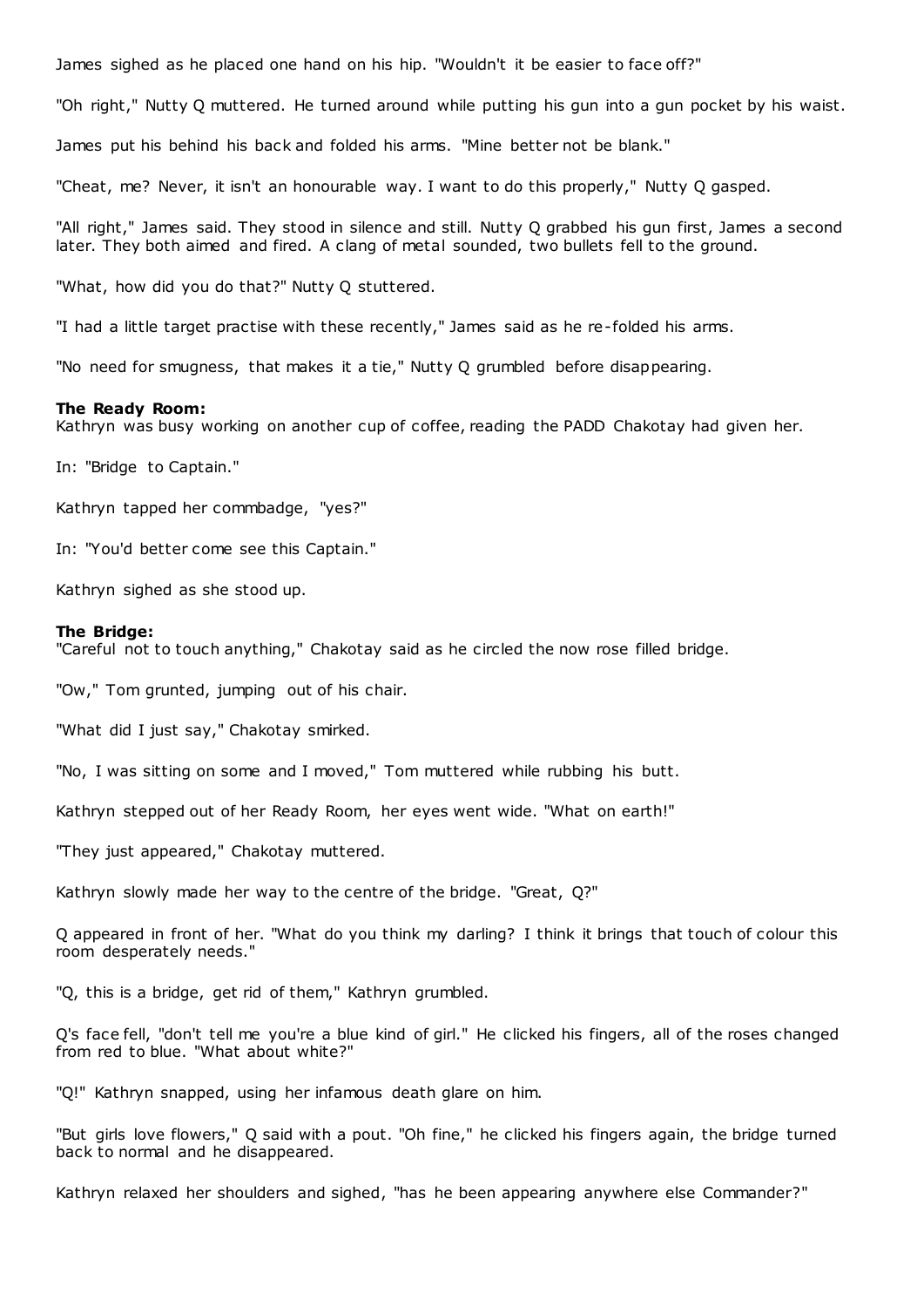James sighed as he placed one hand on his hip. "Wouldn't it be easier to face off?"

"Oh right," Nutty Q muttered. He turned around while putting his gun into a gun pocket by his waist.

James put his behind his back and folded his arms. "Mine better not be blank."

"Cheat, me? Never, it isn't an honourable way. I want to do this properly," Nutty Q gasped.

"All right," James said. They stood in silence and still. Nutty Q grabbed his gun first, James a second later. They both aimed and fired. A clang of metal sounded, two bullets fell to the ground.

"What, how did you do that?" Nutty Q stuttered.

"I had a little target practise with these recently," James said as he re-folded his arms.

"No need for smugness, that makes it a tie," Nutty Q grumbled before disappearing.

**The Ready Room:**
Kathryn was busy working on another cup of coffee, reading the PADD Chakotay had given her.

In: "Bridge to Captain."

Kathryn tapped her commbadge, "yes?"

In: "You'd better come see this Captain."

Kathryn sighed as she stood up.

**The Bridge:**
"Careful not to touch anything," Chakotay said as he circled the now rose filled bridge.

"Ow," Tom grunted, jumping out of his chair.

"What did I just say," Chakotay smirked.

"No, I was sitting on some and I moved," Tom muttered while rubbing his butt.

Kathryn stepped out of her Ready Room, her eyes went wide. "What on earth!"

"They just appeared," Chakotay muttered.

Kathryn slowly made her way to the centre of the bridge. "Great, Q?"

Q appeared in front of her. "What do you think my darling? I think it brings that touch of colour this room desperately needs."

"Q, this is a bridge, get rid of them," Kathryn grumbled.

Q's face fell, "don't tell me you're a blue kind of girl." He clicked his fingers, all of the roses changed from red to blue. "What about white?"

"Q!" Kathryn snapped, using her infamous death glare on him.

"But girls love flowers," Q said with a pout. "Oh fine," he clicked his fingers again, the bridge turned back to normal and he disappeared.

Kathryn relaxed her shoulders and sighed, "has he been appearing anywhere else Commander?"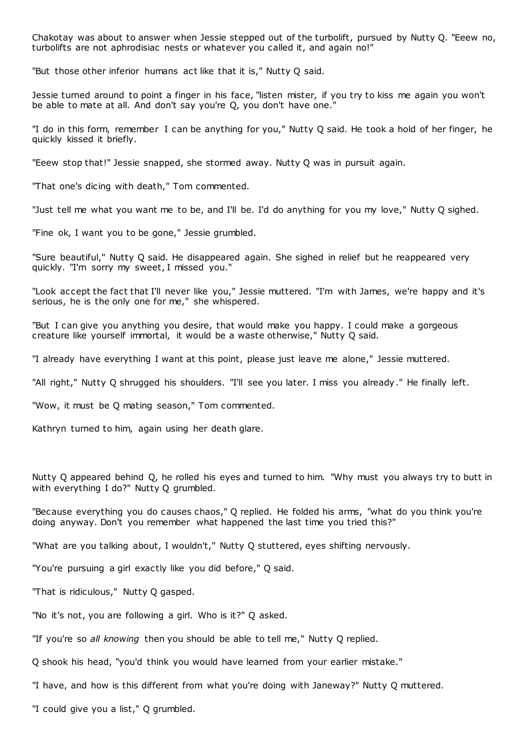Chakotay was about to answer when Jessie stepped out of the turbolift, pursued by Nutty Q. "Eeew no, turbolifts are not aphrodisiac nests or whatever you called it, and again no!"

"But those other inferior humans act like that it is," Nutty Q said.

Jessie turned around to point a finger in his face, "listen mister, if you try to kiss me again you won't be able to mate at all. And don't say you're Q, you don't have one."

"I do in this form, remember I can be anything for you," Nutty Q said. He took a hold of her finger, he quickly kissed it briefly.

"Eeew stop that!" Jessie snapped, she stormed away. Nutty Q was in pursuit again.

"That one's dicing with death," Tom commented.

"Just tell me what you want me to be, and I'll be. I'd do anything for you my love," Nutty Q sighed.

"Fine ok, I want you to be gone," Jessie grumbled.

"Sure beautiful," Nutty Q said. He disappeared again. She sighed in relief but he reappeared very quickly. "I'm sorry my sweet, I missed you."

"Look accept the fact that I'll never like you," Jessie muttered. "I'm with James, we're happy and it's serious, he is the only one for me," she whispered.

"But I can give you anything you desire, that would make you happy. I could make a gorgeous creature like yourself immortal, it would be a waste otherwise," Nutty Q said.

"I already have everything I want at this point, please just leave me alone," Jessie muttered.

"All right," Nutty Q shrugged his shoulders. "I'll see you later. I miss you already." He finally left.

"Wow, it must be Q mating season," Tom commented.

Kathryn turned to him, again using her death glare.

Nutty Q appeared behind Q, he rolled his eyes and turned to him. "Why must you always try to butt in with everything I do?" Nutty Q grumbled.

"Because everything you do causes chaos," Q replied. He folded his arms, "what do you think you're doing anyway. Don't you remember what happened the last time you tried this?"

"What are you talking about, I wouldn't," Nutty Q stuttered, eyes shifting nervously.

"You're pursuing a girl exactly like you did before," Q said.

"That is ridiculous," Nutty Q gasped.

"No it's not, you are following a girl. Who is it?" Q asked.

"If you're so *all knowing* then you should be able to tell me," Nutty Q replied.

Q shook his head, "you'd think you would have learned from your earlier mistake."

"I have, and how is this different from what you're doing with Janeway?" Nutty Q muttered.

"I could give you a list," Q grumbled.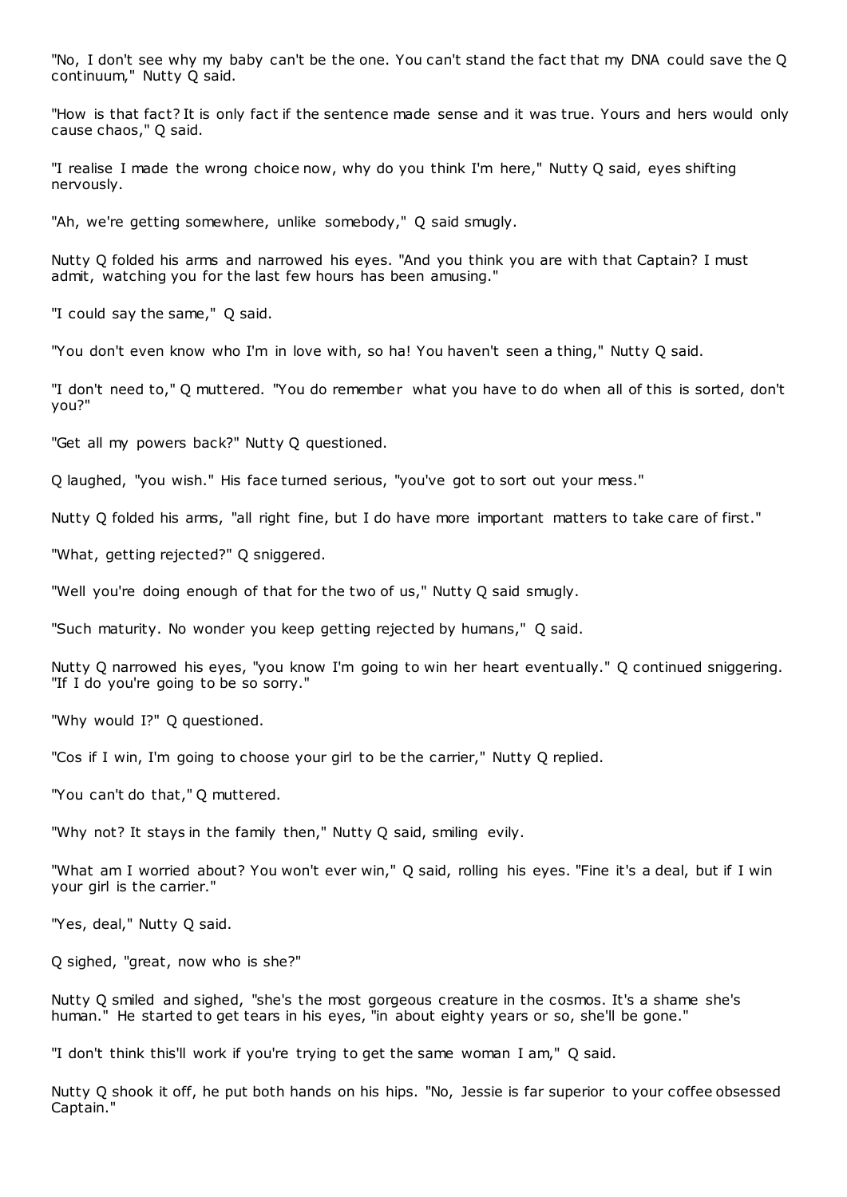"No, I don't see why my baby can't be the one. You can't stand the fact that my DNA could save the Q continuum," Nutty Q said.

"How is that fact? It is only fact if the sentence made sense and it was true. Yours and hers would only cause chaos," Q said.

"I realise I made the wrong choice now, why do you think I'm here," Nutty Q said, eyes shifting nervously.

"Ah, we're getting somewhere, unlike somebody," Q said smugly.

Nutty Q folded his arms and narrowed his eyes. "And you think you are with that Captain? I must admit, watching you for the last few hours has been amusing."

"I could say the same," Q said.

"You don't even know who I'm in love with, so ha! You haven't seen a thing," Nutty Q said.

"I don't need to," Q muttered. "You do remember what you have to do when all of this is sorted, don't you?"

"Get all my powers back?" Nutty Q questioned.

Q laughed, "you wish." His face turned serious, "you've got to sort out your mess."

Nutty Q folded his arms, "all right fine, but I do have more important matters to take care of first."

"What, getting rejected?" Q sniggered.

"Well you're doing enough of that for the two of us," Nutty Q said smugly.

"Such maturity. No wonder you keep getting rejected by humans," Q said.

Nutty Q narrowed his eyes, "you know I'm going to win her heart eventually." Q continued sniggering. "If I do you're going to be so sorry."

"Why would I?" Q questioned.

"Cos if I win, I'm going to choose your girl to be the carrier," Nutty Q replied.

"You can't do that," Q muttered.

"Why not? It stays in the family then," Nutty Q said, smiling evily.

"What am I worried about? You won't ever win," Q said, rolling his eyes. "Fine it's a deal, but if I win your girl is the carrier."

"Yes, deal," Nutty Q said.

Q sighed, "great, now who is she?"

Nutty Q smiled and sighed, "she's the most gorgeous creature in the cosmos. It's a shame she's human." He started to get tears in his eyes, "in about eighty years or so, she'll be gone."

"I don't think this'll work if you're trying to get the same woman I am," Q said.

Nutty Q shook it off, he put both hands on his hips. "No, Jessie is far superior to your coffee obsessed Captain."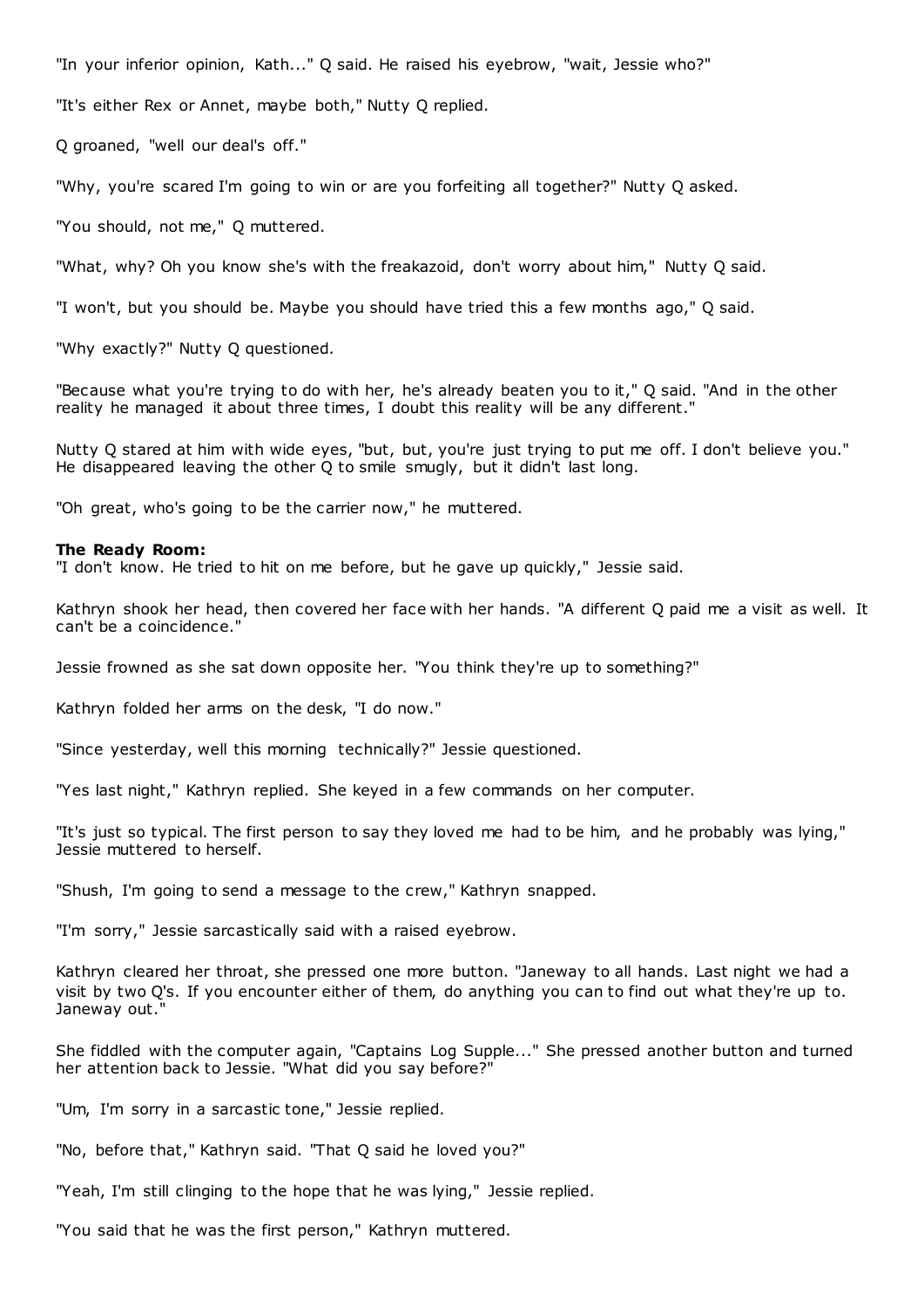"In your inferior opinion, Kath..." Q said. He raised his eyebrow, "wait, Jessie who?"

"It's either Rex or Annet, maybe both," Nutty Q replied.

Q groaned, "well our deal's off."

"Why, you're scared I'm going to win or are you forfeiting all together?" Nutty Q asked.

"You should, not me," Q muttered.

"What, why? Oh you know she's with the freakazoid, don't worry about him," Nutty Q said.

"I won't, but you should be. Maybe you should have tried this a few months ago," Q said.

"Why exactly?" Nutty Q questioned.

"Because what you're trying to do with her, he's already beaten you to it," Q said. "And in the other reality he managed it about three times, I doubt this reality will be any different."

Nutty Q stared at him with wide eyes, "but, but, you're just trying to put me off. I don't believe you." He disappeared leaving the other Q to smile smugly, but it didn't last long.

"Oh great, who's going to be the carrier now," he muttered.

**The Ready Room:**

"I don't know. He tried to hit on me before, but he gave up quickly," Jessie said.

Kathryn shook her head, then covered her face with her hands. "A different Q paid me a visit as well. It can't be a coincidence."

Jessie frowned as she sat down opposite her. "You think they're up to something?"

Kathryn folded her arms on the desk, "I do now."

"Since yesterday, well this morning technically?" Jessie questioned.

"Yes last night," Kathryn replied. She keyed in a few commands on her computer.

"It's just so typical. The first person to say they loved me had to be him, and he probably was lying," Jessie muttered to herself.

"Shush, I'm going to send a message to the crew," Kathryn snapped.

"I'm sorry," Jessie sarcastically said with a raised eyebrow.

Kathryn cleared her throat, she pressed one more button. "Janeway to all hands. Last night we had a visit by two Q's. If you encounter either of them, do anything you can to find out what they're up to. Janeway out."

She fiddled with the computer again, "Captains Log Supple..." She pressed another button and turned her attention back to Jessie. "What did you say before?"

"Um, I'm sorry in a sarcastic tone," Jessie replied.

"No, before that," Kathryn said. "That Q said he loved you?"

"Yeah, I'm still clinging to the hope that he was lying," Jessie replied.

"You said that he was the first person," Kathryn muttered.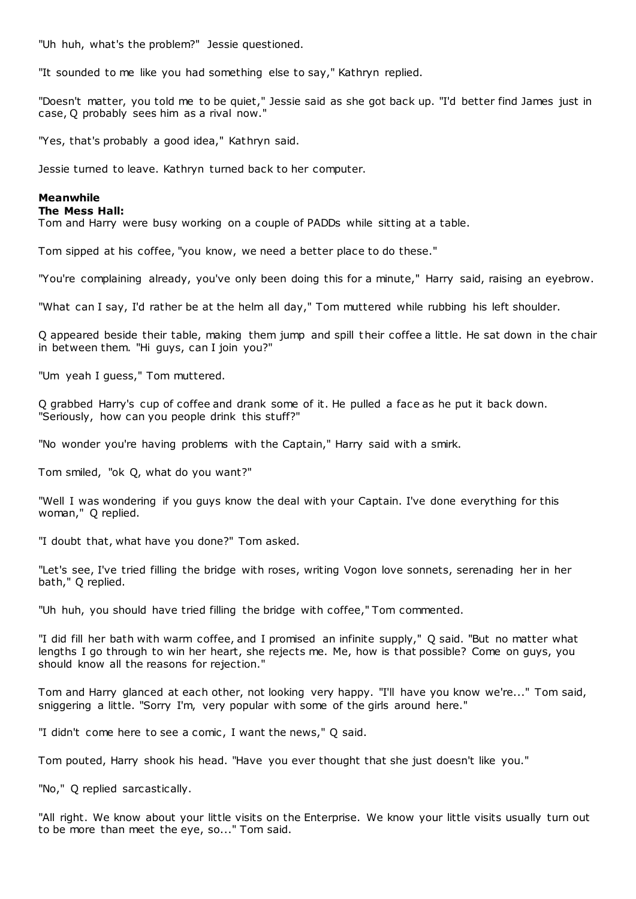"Uh huh, what's the problem?" Jessie questioned.

"It sounded to me like you had something else to say," Kathryn replied.

"Doesn't matter, you told me to be quiet," Jessie said as she got back up. "I'd better find James just in case, Q probably sees him as a rival now."

"Yes, that's probably a good idea," Kathryn said.

Jessie turned to leave. Kathryn turned back to her computer.

**Meanwhile**
**The Mess Hall:**
Tom and Harry were busy working on a couple of PADDs while sitting at a table.

Tom sipped at his coffee, "you know, we need a better place to do these."

"You're complaining already, you've only been doing this for a minute," Harry said, raising an eyebrow.

"What can I say, I'd rather be at the helm all day," Tom muttered while rubbing his left shoulder.

Q appeared beside their table, making them jump and spill their coffee a little. He sat down in the chair in between them. "Hi guys, can I join you?"

"Um yeah I guess," Tom muttered.

Q grabbed Harry's cup of coffee and drank some of it. He pulled a face as he put it back down. "Seriously, how can you people drink this stuff?"

"No wonder you're having problems with the Captain," Harry said with a smirk.

Tom smiled, "ok Q, what do you want?"

"Well I was wondering if you guys know the deal with your Captain. I've done everything for this woman," Q replied.

"I doubt that, what have you done?" Tom asked.

"Let's see, I've tried filling the bridge with roses, writing Vogon love sonnets, serenading her in her bath," Q replied.

"Uh huh, you should have tried filling the bridge with coffee," Tom commented.

"I did fill her bath with warm coffee, and I promised an infinite supply," Q said. "But no matter what lengths I go through to win her heart, she rejects me. Me, how is that possible? Come on guys, you should know all the reasons for rejection."

Tom and Harry glanced at each other, not looking very happy. "I'll have you know we're..." Tom said, sniggering a little. "Sorry I'm, very popular with some of the girls around here."

"I didn't come here to see a comic, I want the news," Q said.

Tom pouted, Harry shook his head. "Have you ever thought that she just doesn't like you."

"No," Q replied sarcastically.

"All right. We know about your little visits on the Enterprise. We know your little visits usually turn out to be more than meet the eye, so..." Tom said.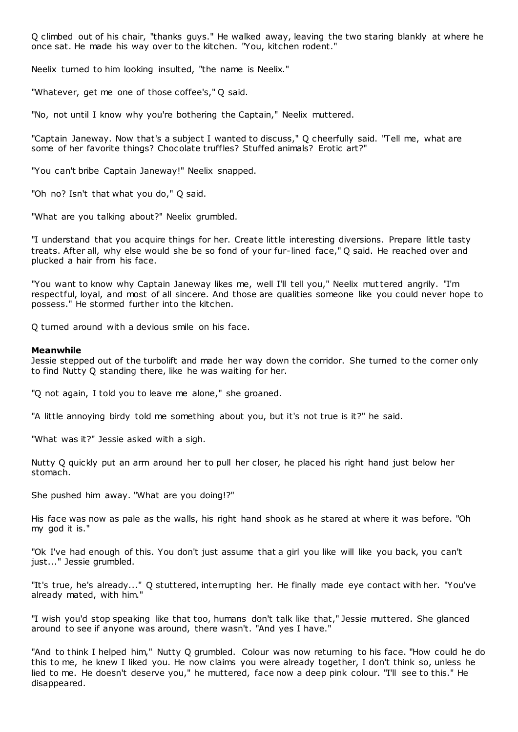Q climbed out of his chair, "thanks guys." He walked away, leaving the two staring blankly at where he once sat. He made his way over to the kitchen. "You, kitchen rodent."

Neelix turned to him looking insulted, "the name is Neelix."

"Whatever, get me one of those coffee's," Q said.

"No, not until I know why you're bothering the Captain," Neelix muttered.

"Captain Janeway. Now that's a subject I wanted to discuss," Q cheerfully said. "Tell me, what are some of her favorite things? Chocolate truffles? Stuffed animals? Erotic art?"

"You can't bribe Captain Janeway!" Neelix snapped.

"Oh no? Isn't that what you do," Q said.

"What are you talking about?" Neelix grumbled.

"I understand that you acquire things for her. Create little interesting diversions. Prepare little tasty treats. After all, why else would she be so fond of your fur-lined face," Q said. He reached over and plucked a hair from his face.

"You want to know why Captain Janeway likes me, well I'll tell you," Neelix muttered angrily. "I'm respectful, loyal, and most of all sincere. And those are qualities someone like you could never hope to possess." He stormed further into the kitchen.

Q turned around with a devious smile on his face.

**Meanwhile**
Jessie stepped out of the turbolift and made her way down the corridor. She turned to the corner only to find Nutty Q standing there, like he was waiting for her.

"Q not again, I told you to leave me alone," she groaned.

"A little annoying birdy told me something about you, but it's not true is it?" he said.

"What was it?" Jessie asked with a sigh.

Nutty Q quickly put an arm around her to pull her closer, he placed his right hand just below her stomach.

She pushed him away. "What are you doing!?"

His face was now as pale as the walls, his right hand shook as he stared at where it was before. "Oh my god it is."

"Ok I've had enough of this. You don't just assume that a girl you like will like you back, you can't just..." Jessie grumbled.

"It's true, he's already..." Q stuttered, interrupting her. He finally made eye contact with her. "You've already mated, with him."

"I wish you'd stop speaking like that too, humans don't talk like that," Jessie muttered. She glanced around to see if anyone was around, there wasn't. "And yes I have."

"And to think I helped him," Nutty Q grumbled. Colour was now returning to his face. "How could he do this to me, he knew I liked you. He now claims you were already together, I don't think so, unless he lied to me. He doesn't deserve you," he muttered, face now a deep pink colour. "I'll see to this." He disappeared.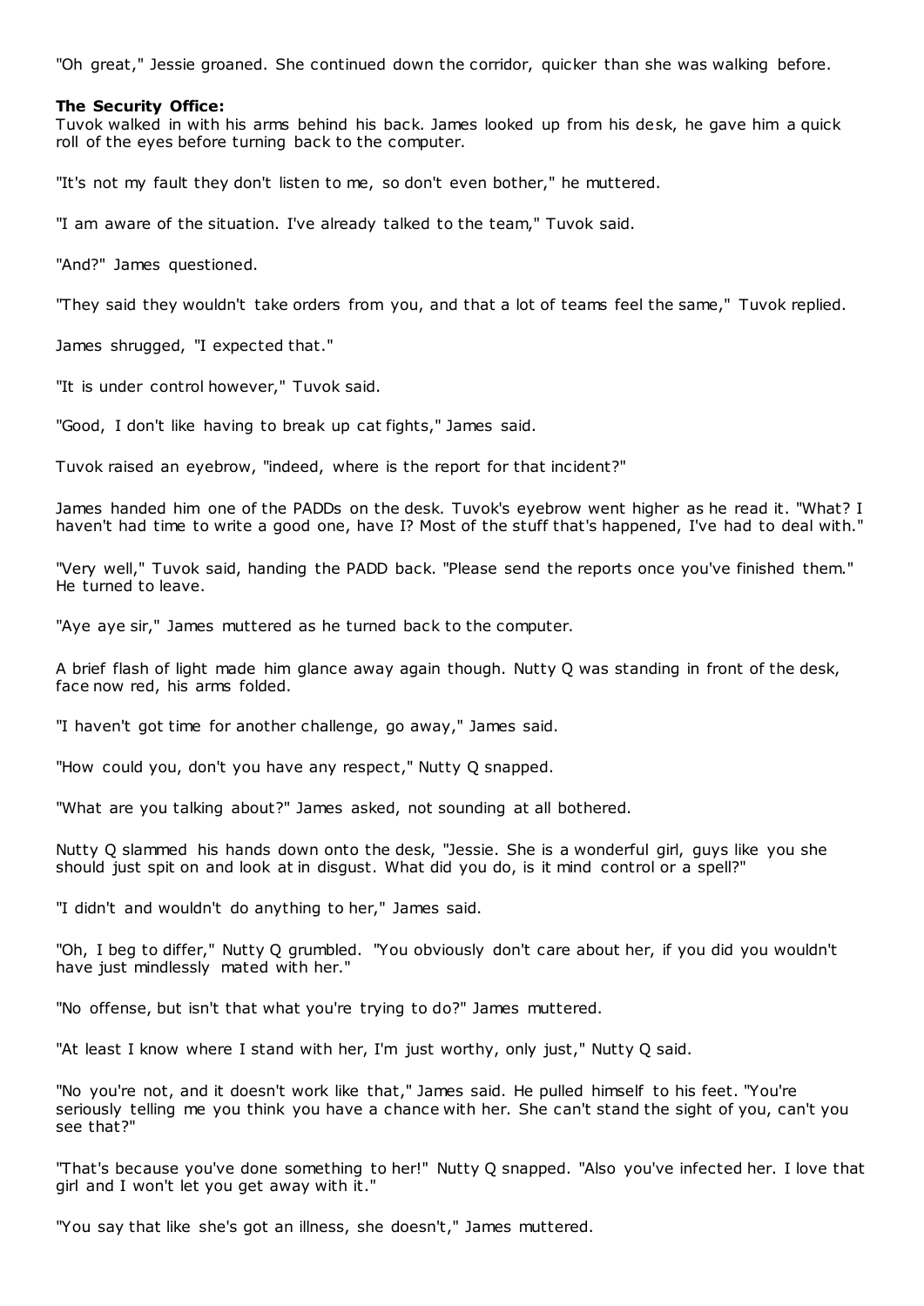"Oh great," Jessie groaned. She continued down the corridor, quicker than she was walking before.

**The Security Office:**

Tuvok walked in with his arms behind his back. James looked up from his desk, he gave him a quick roll of the eyes before turning back to the computer.

"It's not my fault they don't listen to me, so don't even bother," he muttered.

"I am aware of the situation. I've already talked to the team," Tuvok said.

"And?" James questioned.

"They said they wouldn't take orders from you, and that a lot of teams feel the same," Tuvok replied.

James shrugged, "I expected that."

"It is under control however," Tuvok said.

"Good, I don't like having to break up cat fights," James said.

Tuvok raised an eyebrow, "indeed, where is the report for that incident?"

James handed him one of the PADDs on the desk. Tuvok's eyebrow went higher as he read it. "What? I haven't had time to write a good one, have I? Most of the stuff that's happened, I've had to deal with."

"Very well," Tuvok said, handing the PADD back. "Please send the reports once you've finished them." He turned to leave.

"Aye aye sir," James muttered as he turned back to the computer.

A brief flash of light made him glance away again though. Nutty Q was standing in front of the desk, face now red, his arms folded.

"I haven't got time for another challenge, go away," James said.

"How could you, don't you have any respect," Nutty Q snapped.

"What are you talking about?" James asked, not sounding at all bothered.

Nutty Q slammed his hands down onto the desk, "Jessie. She is a wonderful girl, guys like you she should just spit on and look at in disgust. What did you do, is it mind control or a spell?"

"I didn't and wouldn't do anything to her," James said.

"Oh, I beg to differ," Nutty Q grumbled. "You obviously don't care about her, if you did you wouldn't have just mindlessly mated with her."

"No offense, but isn't that what you're trying to do?" James muttered.

"At least I know where I stand with her, I'm just worthy, only just," Nutty Q said.

"No you're not, and it doesn't work like that," James said. He pulled himself to his feet. "You're seriously telling me you think you have a chance with her. She can't stand the sight of you, can't you see that?"

"That's because you've done something to her!" Nutty Q snapped. "Also you've infected her. I love that girl and I won't let you get away with it."

"You say that like she's got an illness, she doesn't," James muttered.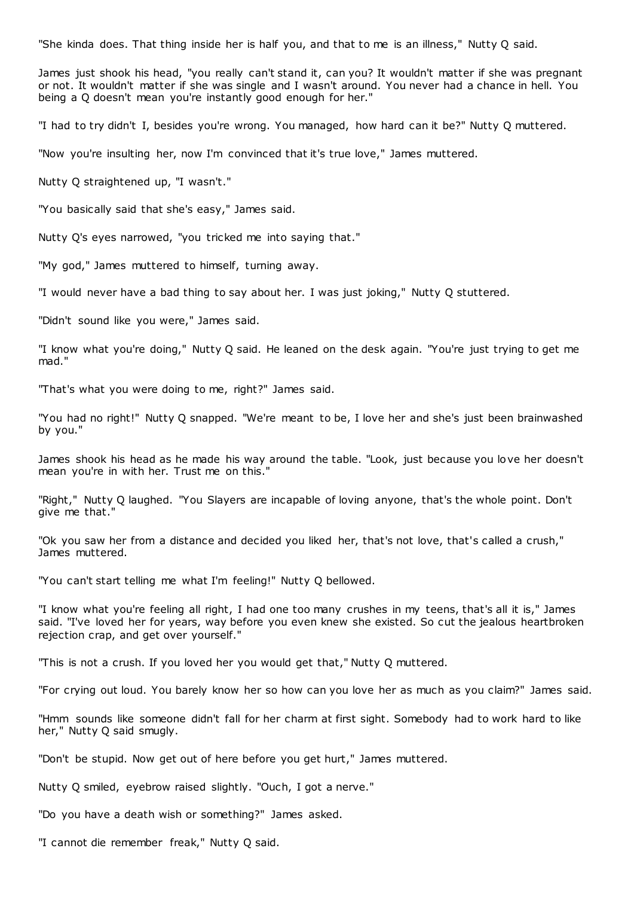"She kinda does. That thing inside her is half you, and that to me is an illness," Nutty Q said.

James just shook his head, "you really can't stand it, can you? It wouldn't matter if she was pregnant or not. It wouldn't matter if she was single and I wasn't around. You never had a chance in hell. You being a Q doesn't mean you're instantly good enough for her."

"I had to try didn't I, besides you're wrong. You managed, how hard can it be?" Nutty Q muttered.

"Now you're insulting her, now I'm convinced that it's true love," James muttered.

Nutty Q straightened up, "I wasn't."

"You basically said that she's easy," James said.

Nutty Q's eyes narrowed, "you tricked me into saying that."

"My god," James muttered to himself, turning away.

"I would never have a bad thing to say about her. I was just joking," Nutty Q stuttered.

"Didn't sound like you were," James said.

"I know what you're doing," Nutty Q said. He leaned on the desk again. "You're just trying to get me mad."

"That's what you were doing to me, right?" James said.

"You had no right!" Nutty Q snapped. "We're meant to be, I love her and she's just been brainwashed by you."

James shook his head as he made his way around the table. "Look, just because you love her doesn't mean you're in with her. Trust me on this."

"Right," Nutty Q laughed. "You Slayers are incapable of loving anyone, that's the whole point. Don't give me that."

"Ok you saw her from a distance and decided you liked her, that's not love, that's called a crush," James muttered.

"You can't start telling me what I'm feeling!" Nutty Q bellowed.

"I know what you're feeling all right, I had one too many crushes in my teens, that's all it is," James said. "I've loved her for years, way before you even knew she existed. So cut the jealous heartbroken rejection crap, and get over yourself."

"This is not a crush. If you loved her you would get that," Nutty Q muttered.

"For crying out loud. You barely know her so how can you love her as much as you claim?" James said.

"Hmm sounds like someone didn't fall for her charm at first sight. Somebody had to work hard to like her," Nutty Q said smugly.

"Don't be stupid. Now get out of here before you get hurt," James muttered.

Nutty Q smiled, eyebrow raised slightly. "Ouch, I got a nerve."

"Do you have a death wish or something?" James asked.

"I cannot die remember freak," Nutty Q said.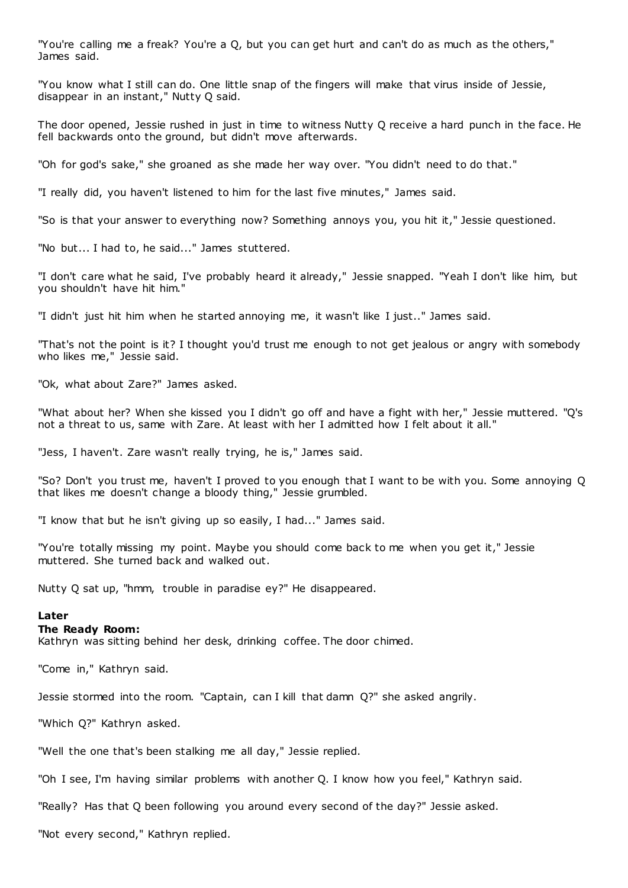"You're calling me a freak? You're a Q, but you can get hurt and can't do as much as the others," James said.

"You know what I still can do. One little snap of the fingers will make that virus inside of Jessie, disappear in an instant," Nutty Q said.

The door opened, Jessie rushed in just in time to witness Nutty Q receive a hard punch in the face. He fell backwards onto the ground, but didn't move afterwards.

"Oh for god's sake," she groaned as she made her way over. "You didn't need to do that."

"I really did, you haven't listened to him for the last five minutes," James said.

"So is that your answer to everything now? Something annoys you, you hit it," Jessie questioned.

"No but... I had to, he said..." James stuttered.

"I don't care what he said, I've probably heard it already," Jessie snapped. "Yeah I don't like him, but you shouldn't have hit him."

"I didn't just hit him when he started annoying me, it wasn't like I just.." James said.

"That's not the point is it? I thought you'd trust me enough to not get jealous or angry with somebody who likes me," Jessie said.

"Ok, what about Zare?" James asked.

"What about her? When she kissed you I didn't go off and have a fight with her," Jessie muttered. "Q's not a threat to us, same with Zare. At least with her I admitted how I felt about it all."

"Jess, I haven't. Zare wasn't really trying, he is," James said.

"So? Don't you trust me, haven't I proved to you enough that I want to be with you. Some annoying Q that likes me doesn't change a bloody thing," Jessie grumbled.

"I know that but he isn't giving up so easily, I had..." James said.

"You're totally missing my point. Maybe you should come back to me when you get it," Jessie muttered. She turned back and walked out.

Nutty Q sat up, "hmm, trouble in paradise ey?" He disappeared.

**Later**
**The Ready Room:**
Kathryn was sitting behind her desk, drinking coffee. The door chimed.

"Come in," Kathryn said.

Jessie stormed into the room. "Captain, can I kill that damn Q?" she asked angrily.

"Which Q?" Kathryn asked.

"Well the one that's been stalking me all day," Jessie replied.

"Oh I see, I'm having similar problems with another Q. I know how you feel," Kathryn said.

"Really? Has that Q been following you around every second of the day?" Jessie asked.

"Not every second," Kathryn replied.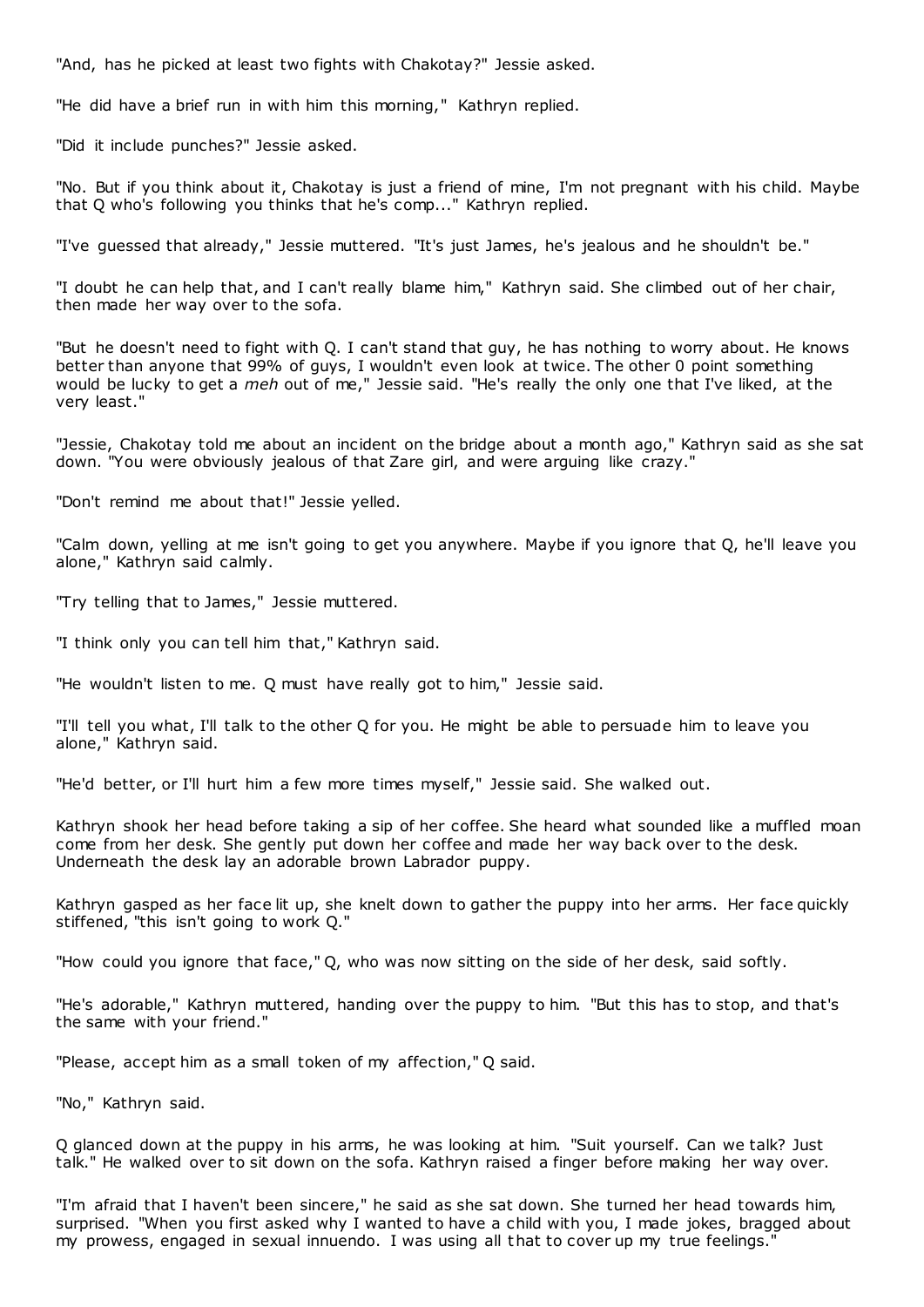"And, has he picked at least two fights with Chakotay?" Jessie asked.

"He did have a brief run in with him this morning," Kathryn replied.

"Did it include punches?" Jessie asked.

"No. But if you think about it, Chakotay is just a friend of mine, I'm not pregnant with his child. Maybe that Q who's following you thinks that he's comp..." Kathryn replied.

"I've guessed that already," Jessie muttered. "It's just James, he's jealous and he shouldn't be."

"I doubt he can help that, and I can't really blame him," Kathryn said. She climbed out of her chair, then made her way over to the sofa.

"But he doesn't need to fight with Q. I can't stand that guy, he has nothing to worry about. He knows better than anyone that 99% of guys, I wouldn't even look at twice. The other 0 point something would be lucky to get a *meh* out of me," Jessie said. "He's really the only one that I've liked, at the very least."

"Jessie, Chakotay told me about an incident on the bridge about a month ago," Kathryn said as she sat down. "You were obviously jealous of that Zare girl, and were arguing like crazy."

"Don't remind me about that!" Jessie yelled.

"Calm down, yelling at me isn't going to get you anywhere. Maybe if you ignore that Q, he'll leave you alone," Kathryn said calmly.

"Try telling that to James," Jessie muttered.

"I think only you can tell him that," Kathryn said.

"He wouldn't listen to me. Q must have really got to him," Jessie said.

"I'll tell you what, I'll talk to the other Q for you. He might be able to persuade him to leave you alone," Kathryn said.

"He'd better, or I'll hurt him a few more times myself," Jessie said. She walked out.

Kathryn shook her head before taking a sip of her coffee. She heard what sounded like a muffled moan come from her desk. She gently put down her coffee and made her way back over to the desk. Underneath the desk lay an adorable brown Labrador puppy.

Kathryn gasped as her face lit up, she knelt down to gather the puppy into her arms. Her face quickly stiffened, "this isn't going to work Q."

"How could you ignore that face," Q, who was now sitting on the side of her desk, said softly.

"He's adorable," Kathryn muttered, handing over the puppy to him. "But this has to stop, and that's the same with your friend."

"Please, accept him as a small token of my affection," Q said.

"No," Kathryn said.

Q glanced down at the puppy in his arms, he was looking at him. "Suit yourself. Can we talk? Just talk." He walked over to sit down on the sofa. Kathryn raised a finger before making her way over.

"I'm afraid that I haven't been sincere," he said as she sat down. She turned her head towards him, surprised. "When you first asked why I wanted to have a child with you, I made jokes, bragged about my prowess, engaged in sexual innuendo. I was using all that to cover up my true feelings."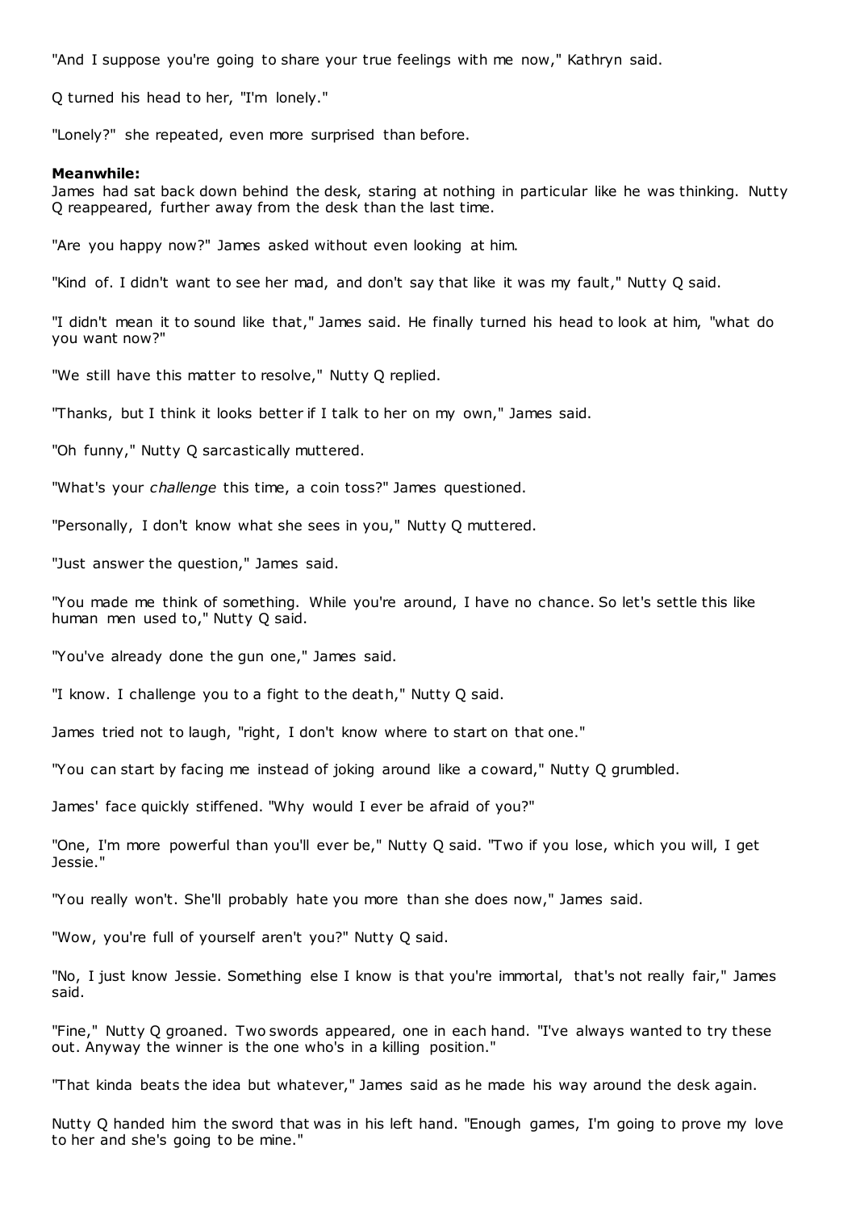"And I suppose you're going to share your true feelings with me now," Kathryn said.

Q turned his head to her, "I'm lonely."

"Lonely?" she repeated, even more surprised than before.

**Meanwhile:**
James had sat back down behind the desk, staring at nothing in particular like he was thinking. Nutty Q reappeared, further away from the desk than the last time.

"Are you happy now?" James asked without even looking at him.

"Kind of. I didn't want to see her mad, and don't say that like it was my fault," Nutty Q said.

"I didn't mean it to sound like that," James said. He finally turned his head to look at him, "what do you want now?"

"We still have this matter to resolve," Nutty Q replied.

"Thanks, but I think it looks better if I talk to her on my own," James said.

"Oh funny," Nutty Q sarcastically muttered.

"What's your *challenge* this time, a coin toss?" James questioned.

"Personally, I don't know what she sees in you," Nutty Q muttered.

"Just answer the question," James said.

"You made me think of something. While you're around, I have no chance. So let's settle this like human men used to," Nutty Q said.

"You've already done the gun one," James said.

"I know. I challenge you to a fight to the death," Nutty Q said.

James tried not to laugh, "right, I don't know where to start on that one."

"You can start by facing me instead of joking around like a coward," Nutty Q grumbled.

James' face quickly stiffened. "Why would I ever be afraid of you?"

"One, I'm more powerful than you'll ever be," Nutty Q said. "Two if you lose, which you will, I get Jessie."

"You really won't. She'll probably hate you more than she does now," James said.

"Wow, you're full of yourself aren't you?" Nutty Q said.

"No, I just know Jessie. Something else I know is that you're immortal, that's not really fair," James said.

"Fine," Nutty Q groaned. Two swords appeared, one in each hand. "I've always wanted to try these out. Anyway the winner is the one who's in a killing position."

"That kinda beats the idea but whatever," James said as he made his way around the desk again.

Nutty Q handed him the sword that was in his left hand. "Enough games, I'm going to prove my love to her and she's going to be mine."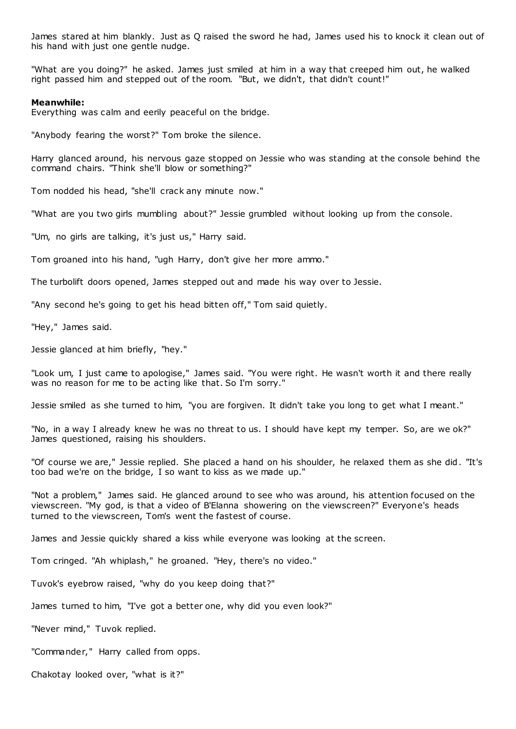James stared at him blankly. Just as Q raised the sword he had, James used his to knock it clean out of his hand with just one gentle nudge.

"What are you doing?" he asked. James just smiled at him in a way that creeped him out, he walked right passed him and stepped out of the room. "But, we didn't, that didn't count!"

**Meanwhile:**
Everything was calm and eerily peaceful on the bridge.

"Anybody fearing the worst?" Tom broke the silence.

Harry glanced around, his nervous gaze stopped on Jessie who was standing at the console behind the command chairs. "Think she'll blow or something?"

Tom nodded his head, "she'll crack any minute now."

"What are you two girls mumbling about?" Jessie grumbled without looking up from the console.

"Um, no girls are talking, it's just us," Harry said.

Tom groaned into his hand, "ugh Harry, don't give her more ammo."

The turbolift doors opened, James stepped out and made his way over to Jessie.

"Any second he's going to get his head bitten off," Tom said quietly.

"Hey," James said.

Jessie glanced at him briefly, "hey."

"Look um, I just came to apologise," James said. "You were right. He wasn't worth it and there really was no reason for me to be acting like that. So I'm sorry."

Jessie smiled as she turned to him, "you are forgiven. It didn't take you long to get what I meant."

"No, in a way I already knew he was no threat to us. I should have kept my temper. So, are we ok?" James questioned, raising his shoulders.

"Of course we are," Jessie replied. She placed a hand on his shoulder, he relaxed them as she did. "It's too bad we're on the bridge, I so want to kiss as we made up."

"Not a problem," James said. He glanced around to see who was around, his attention focused on the viewscreen. "My god, is that a video of B'Elanna showering on the viewscreen?" Everyone's heads turned to the viewscreen, Tom's went the fastest of course.

James and Jessie quickly shared a kiss while everyone was looking at the screen.

Tom cringed. "Ah whiplash," he groaned. "Hey, there's no video."

Tuvok's eyebrow raised, "why do you keep doing that?"

James turned to him, "I've got a better one, why did you even look?"

"Never mind," Tuvok replied.

"Commander," Harry called from opps.

Chakotay looked over, "what is it?"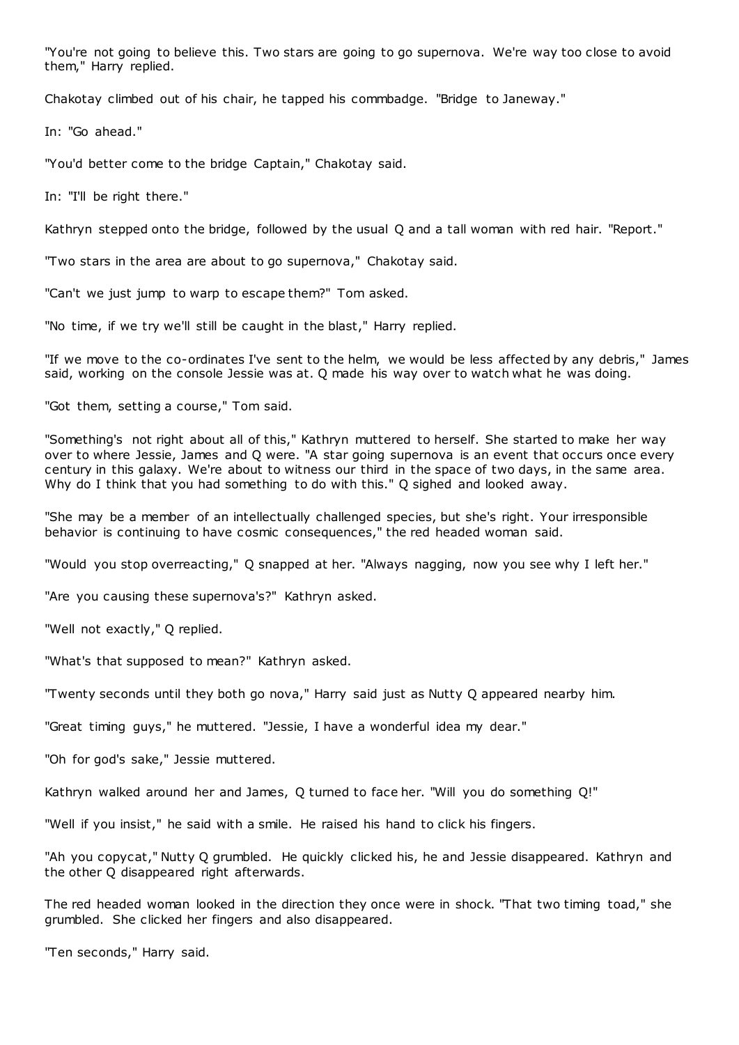"You're not going to believe this. Two stars are going to go supernova. We're way too close to avoid them," Harry replied.

Chakotay climbed out of his chair, he tapped his commbadge. "Bridge to Janeway."

In: "Go ahead."

"You'd better come to the bridge Captain," Chakotay said.

In: "I'll be right there."

Kathryn stepped onto the bridge, followed by the usual Q and a tall woman with red hair. "Report."

"Two stars in the area are about to go supernova," Chakotay said.

"Can't we just jump to warp to escape them?" Tom asked.

"No time, if we try we'll still be caught in the blast," Harry replied.

"If we move to the co-ordinates I've sent to the helm, we would be less affected by any debris," James said, working on the console Jessie was at. Q made his way over to watch what he was doing.

"Got them, setting a course," Tom said.

"Something's not right about all of this," Kathryn muttered to herself. She started to make her way over to where Jessie, James and Q were. "A star going supernova is an event that occurs once every century in this galaxy. We're about to witness our third in the space of two days, in the same area. Why do I think that you had something to do with this." Q sighed and looked away.

"She may be a member of an intellectually challenged species, but she's right. Your irresponsible behavior is continuing to have cosmic consequences," the red headed woman said.

"Would you stop overreacting," Q snapped at her. "Always nagging, now you see why I left her."

"Are you causing these supernova's?" Kathryn asked.

"Well not exactly," Q replied.

"What's that supposed to mean?" Kathryn asked.

"Twenty seconds until they both go nova," Harry said just as Nutty Q appeared nearby him.

"Great timing guys," he muttered. "Jessie, I have a wonderful idea my dear."

"Oh for god's sake," Jessie muttered.

Kathryn walked around her and James, Q turned to face her. "Will you do something Q!"

"Well if you insist," he said with a smile. He raised his hand to click his fingers.

"Ah you copycat," Nutty Q grumbled. He quickly clicked his, he and Jessie disappeared. Kathryn and the other Q disappeared right afterwards.

The red headed woman looked in the direction they once were in shock. "That two timing toad," she grumbled. She clicked her fingers and also disappeared.

"Ten seconds," Harry said.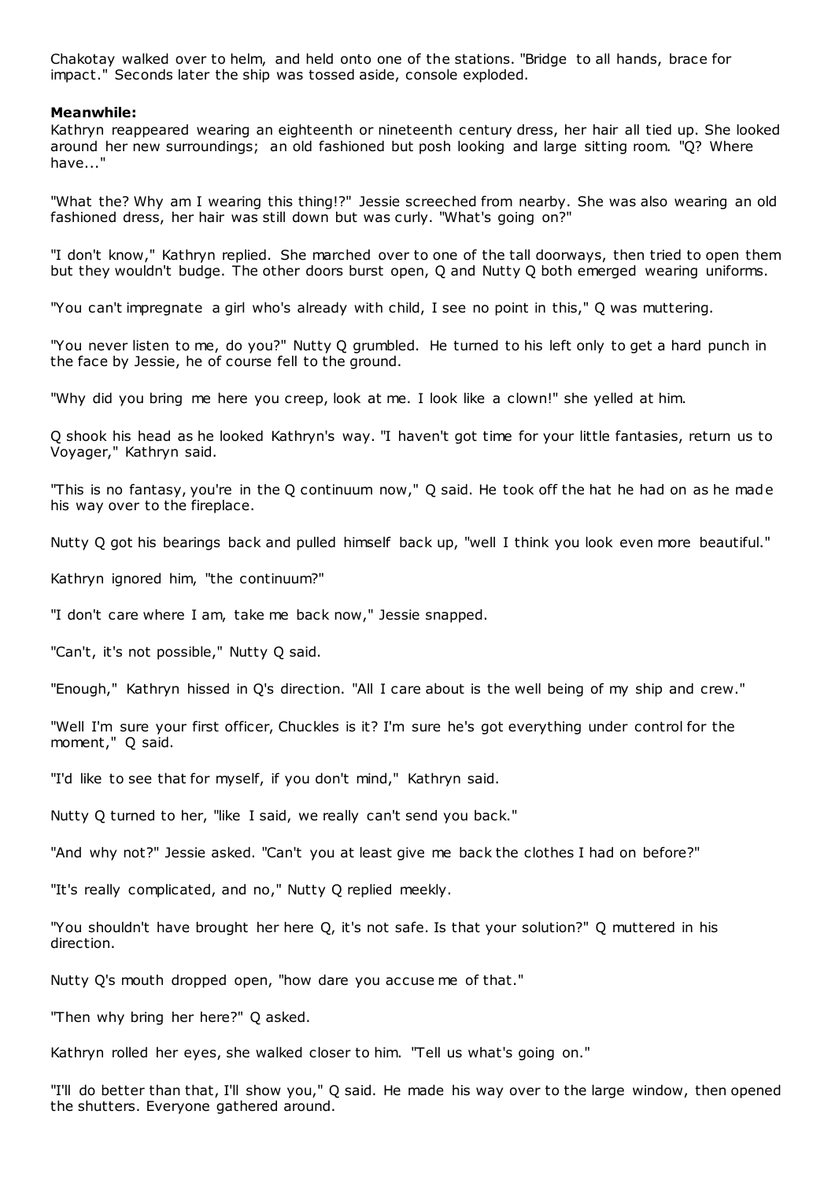Chakotay walked over to helm, and held onto one of the stations. "Bridge to all hands, brace for impact." Seconds later the ship was tossed aside, console exploded.

**Meanwhile:**

Kathryn reappeared wearing an eighteenth or nineteenth century dress, her hair all tied up. She looked around her new surroundings; an old fashioned but posh looking and large sitting room. "Q? Where have..."

"What the? Why am I wearing this thing!?" Jessie screeched from nearby. She was also wearing an old fashioned dress, her hair was still down but was curly. "What's going on?"

"I don't know," Kathryn replied. She marched over to one of the tall doorways, then tried to open them but they wouldn't budge. The other doors burst open, Q and Nutty Q both emerged wearing uniforms.

"You can't impregnate a girl who's already with child, I see no point in this," Q was muttering.

"You never listen to me, do you?" Nutty Q grumbled. He turned to his left only to get a hard punch in the face by Jessie, he of course fell to the ground.

"Why did you bring me here you creep, look at me. I look like a clown!" she yelled at him.

Q shook his head as he looked Kathryn's way. "I haven't got time for your little fantasies, return us to Voyager," Kathryn said.

"This is no fantasy, you're in the Q continuum now," Q said. He took off the hat he had on as he made his way over to the fireplace.

Nutty Q got his bearings back and pulled himself back up, "well I think you look even more beautiful."

Kathryn ignored him, "the continuum?"

"I don't care where I am, take me back now," Jessie snapped.

"Can't, it's not possible," Nutty Q said.

"Enough," Kathryn hissed in Q's direction. "All I care about is the well being of my ship and crew."

"Well I'm sure your first officer, Chuckles is it? I'm sure he's got everything under control for the moment," Q said.

"I'd like to see that for myself, if you don't mind," Kathryn said.

Nutty Q turned to her, "like I said, we really can't send you back."

"And why not?" Jessie asked. "Can't you at least give me back the clothes I had on before?"

"It's really complicated, and no," Nutty Q replied meekly.

"You shouldn't have brought her here Q, it's not safe. Is that your solution?" Q muttered in his direction.

Nutty Q's mouth dropped open, "how dare you accuse me of that."

"Then why bring her here?" Q asked.

Kathryn rolled her eyes, she walked closer to him. "Tell us what's going on."

"I'll do better than that, I'll show you," Q said. He made his way over to the large window, then opened the shutters. Everyone gathered around.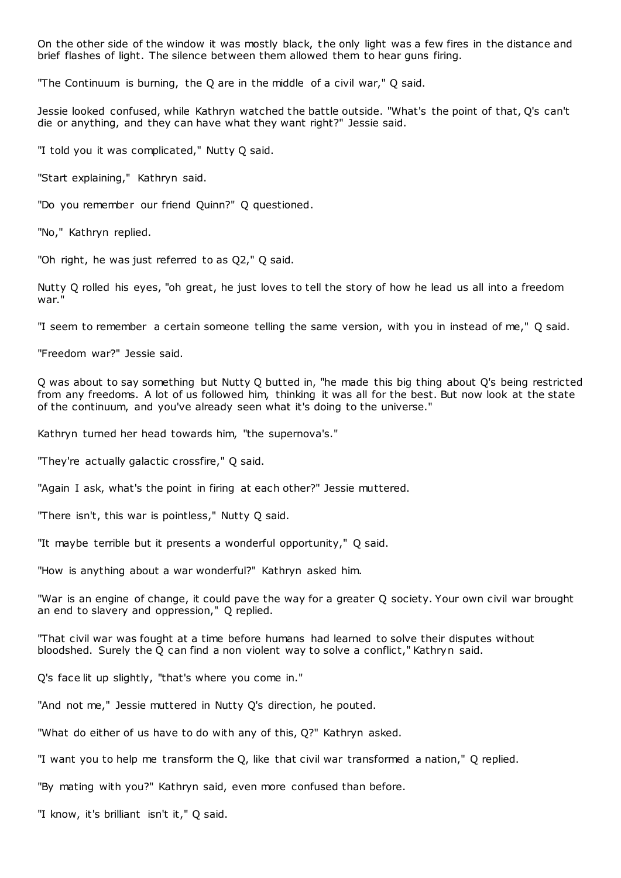On the other side of the window it was mostly black, the only light was a few fires in the distance and brief flashes of light. The silence between them allowed them to hear guns firing.

"The Continuum is burning, the Q are in the middle of a civil war," Q said.

Jessie looked confused, while Kathryn watched the battle outside. "What's the point of that, Q's can't die or anything, and they can have what they want right?" Jessie said.

"I told you it was complicated," Nutty Q said.

"Start explaining," Kathryn said.

"Do you remember our friend Quinn?" Q questioned.

"No," Kathryn replied.

"Oh right, he was just referred to as Q2," Q said.

Nutty Q rolled his eyes, "oh great, he just loves to tell the story of how he lead us all into a freedom war."

"I seem to remember a certain someone telling the same version, with you in instead of me," Q said.

"Freedom war?" Jessie said.

Q was about to say something but Nutty Q butted in, "he made this big thing about Q's being restricted from any freedoms. A lot of us followed him, thinking it was all for the best. But now look at the state of the continuum, and you've already seen what it's doing to the universe."

Kathryn turned her head towards him, "the supernova's."

"They're actually galactic crossfire," Q said.

"Again I ask, what's the point in firing at each other?" Jessie muttered.

"There isn't, this war is pointless," Nutty Q said.

"It maybe terrible but it presents a wonderful opportunity," Q said.

"How is anything about a war wonderful?" Kathryn asked him.

"War is an engine of change, it could pave the way for a greater Q society. Your own civil war brought an end to slavery and oppression," Q replied.

"That civil war was fought at a time before humans had learned to solve their disputes without bloodshed. Surely the Q can find a non violent way to solve a conflict," Kathryn said.

Q's face lit up slightly, "that's where you come in."

"And not me," Jessie muttered in Nutty Q's direction, he pouted.

"What do either of us have to do with any of this, Q?" Kathryn asked.

"I want you to help me transform the Q, like that civil war transformed a nation," Q replied.

"By mating with you?" Kathryn said, even more confused than before.

"I know, it's brilliant isn't it," Q said.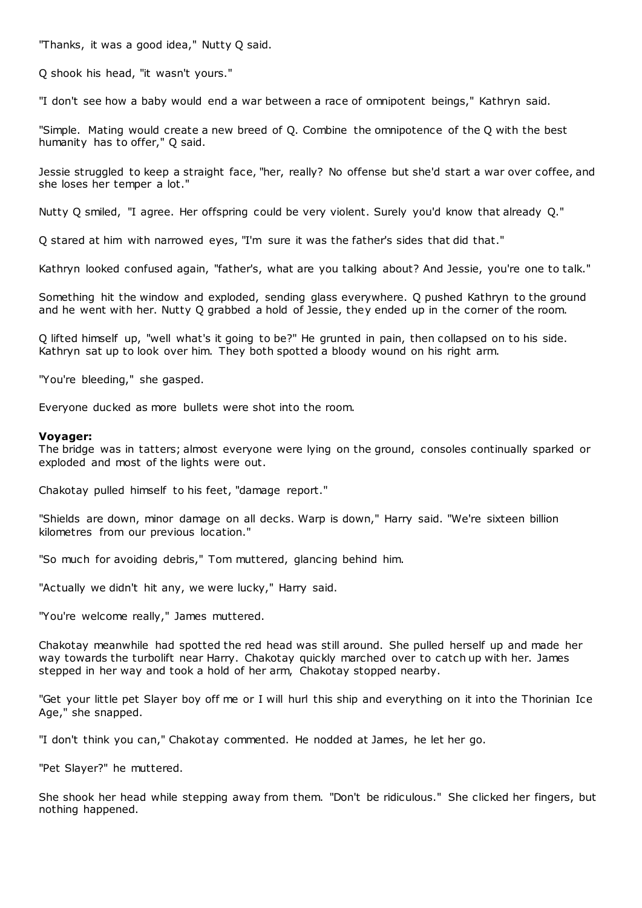"Thanks, it was a good idea," Nutty Q said.

Q shook his head, "it wasn't yours."

"I don't see how a baby would end a war between a race of omnipotent beings," Kathryn said.

"Simple. Mating would create a new breed of Q. Combine the omnipotence of the Q with the best humanity has to offer," Q said.

Jessie struggled to keep a straight face, "her, really? No offense but she'd start a war over coffee, and she loses her temper a lot."

Nutty Q smiled, "I agree. Her offspring could be very violent. Surely you'd know that already Q."

Q stared at him with narrowed eyes, "I'm sure it was the father's sides that did that."

Kathryn looked confused again, "father's, what are you talking about? And Jessie, you're one to talk."

Something hit the window and exploded, sending glass everywhere. Q pushed Kathryn to the ground and he went with her. Nutty Q grabbed a hold of Jessie, they ended up in the corner of the room.

Q lifted himself up, "well what's it going to be?" He grunted in pain, then collapsed on to his side. Kathryn sat up to look over him. They both spotted a bloody wound on his right arm.

"You're bleeding," she gasped.

Everyone ducked as more bullets were shot into the room.

**Voyager:**
The bridge was in tatters; almost everyone were lying on the ground, consoles continually sparked or exploded and most of the lights were out.

Chakotay pulled himself to his feet, "damage report."

"Shields are down, minor damage on all decks. Warp is down," Harry said. "We're sixteen billion kilometres from our previous location."

"So much for avoiding debris," Tom muttered, glancing behind him.

"Actually we didn't hit any, we were lucky," Harry said.

"You're welcome really," James muttered.

Chakotay meanwhile had spotted the red head was still around. She pulled herself up and made her way towards the turbolift near Harry. Chakotay quickly marched over to catch up with her. James stepped in her way and took a hold of her arm, Chakotay stopped nearby.

"Get your little pet Slayer boy off me or I will hurl this ship and everything on it into the Thorinian Ice Age," she snapped.

"I don't think you can," Chakotay commented. He nodded at James, he let her go.

"Pet Slayer?" he muttered.

She shook her head while stepping away from them. "Don't be ridiculous." She clicked her fingers, but nothing happened.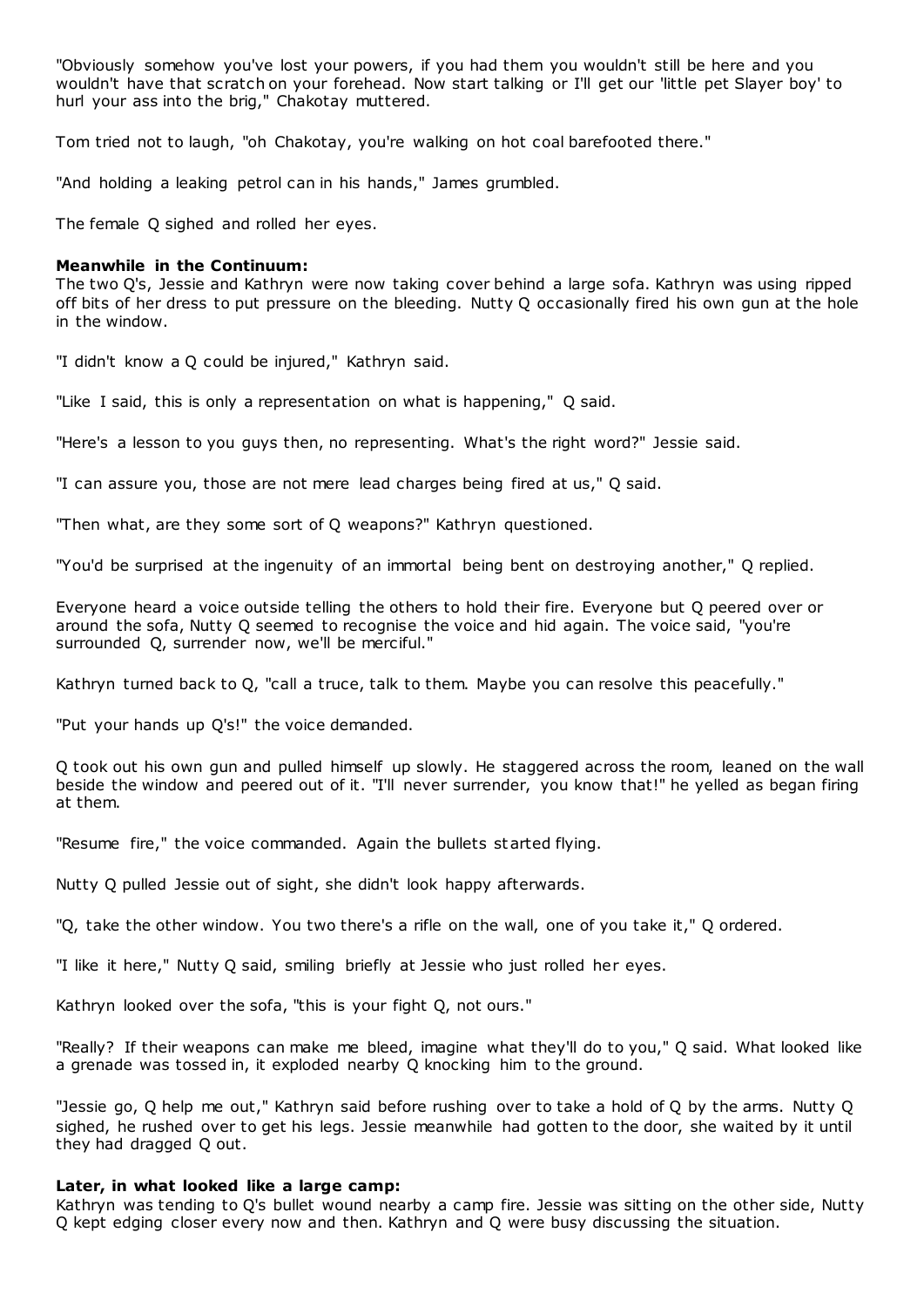"Obviously somehow you've lost your powers, if you had them you wouldn't still be here and you wouldn't have that scratch on your forehead. Now start talking or I'll get our 'little pet Slayer boy' to hurl your ass into the brig," Chakotay muttered.

Tom tried not to laugh, "oh Chakotay, you're walking on hot coal barefooted there."

"And holding a leaking petrol can in his hands," James grumbled.

The female Q sighed and rolled her eyes.

**Meanwhile in the Continuum:**
The two Q's, Jessie and Kathryn were now taking cover behind a large sofa. Kathryn was using ripped off bits of her dress to put pressure on the bleeding. Nutty Q occasionally fired his own gun at the hole in the window.

"I didn't know a Q could be injured," Kathryn said.

"Like I said, this is only a representation on what is happening," Q said.

"Here's a lesson to you guys then, no representing. What's the right word?" Jessie said.

"I can assure you, those are not mere lead charges being fired at us," Q said.

"Then what, are they some sort of Q weapons?" Kathryn questioned.

"You'd be surprised at the ingenuity of an immortal being bent on destroying another," Q replied.

Everyone heard a voice outside telling the others to hold their fire. Everyone but Q peered over or around the sofa, Nutty Q seemed to recognise the voice and hid again. The voice said, "you're surrounded Q, surrender now, we'll be merciful."

Kathryn turned back to Q, "call a truce, talk to them. Maybe you can resolve this peacefully."

"Put your hands up Q's!" the voice demanded.

Q took out his own gun and pulled himself up slowly. He staggered across the room, leaned on the wall beside the window and peered out of it. "I'll never surrender, you know that!" he yelled as began firing at them.

"Resume fire," the voice commanded. Again the bullets started flying.

Nutty Q pulled Jessie out of sight, she didn't look happy afterwards.

"Q, take the other window. You two there's a rifle on the wall, one of you take it," Q ordered.

"I like it here," Nutty Q said, smiling briefly at Jessie who just rolled her eyes.

Kathryn looked over the sofa, "this is your fight Q, not ours."

"Really? If their weapons can make me bleed, imagine what they'll do to you," Q said. What looked like a grenade was tossed in, it exploded nearby Q knocking him to the ground.

"Jessie go, Q help me out," Kathryn said before rushing over to take a hold of Q by the arms. Nutty Q sighed, he rushed over to get his legs. Jessie meanwhile had gotten to the door, she waited by it until they had dragged Q out.

**Later, in what looked like a large camp:**
Kathryn was tending to Q's bullet wound nearby a camp fire. Jessie was sitting on the other side, Nutty Q kept edging closer every now and then. Kathryn and Q were busy discussing the situation.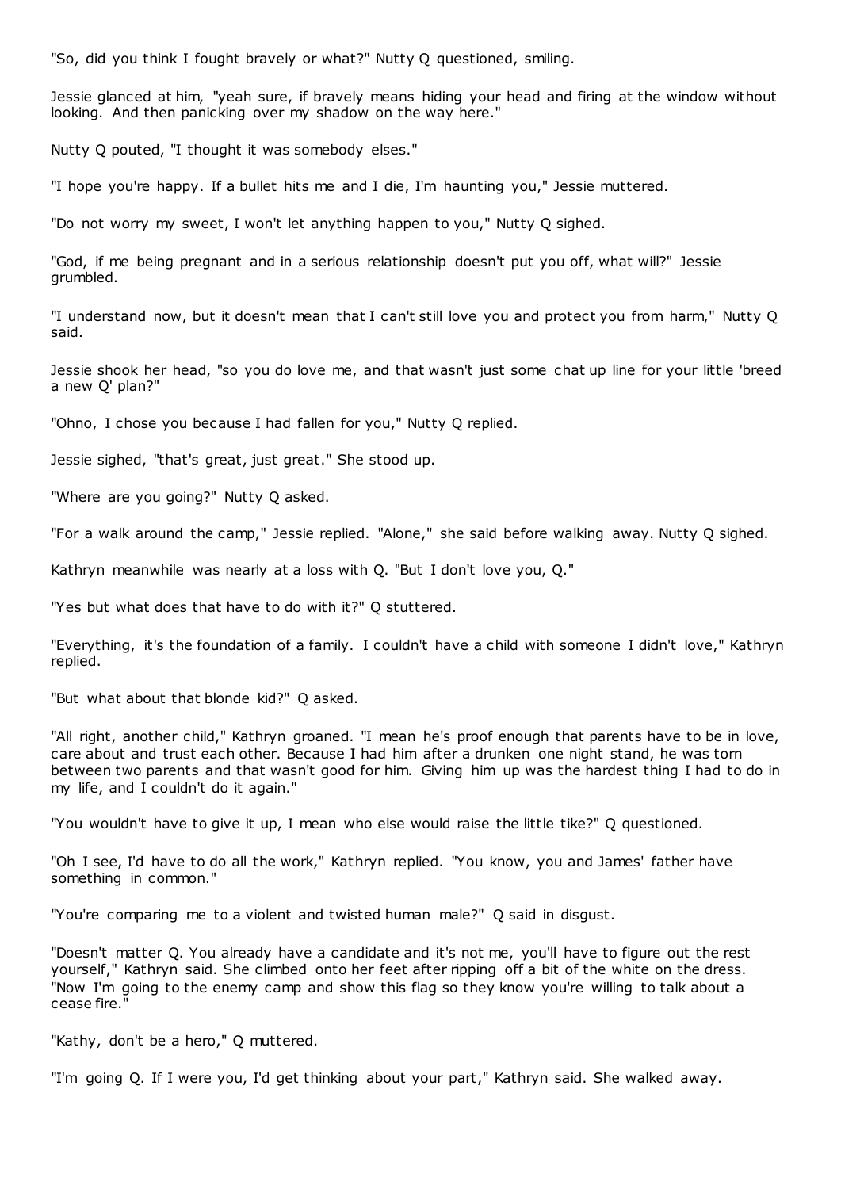"So, did you think I fought bravely or what?" Nutty Q questioned, smiling.

Jessie glanced at him, "yeah sure, if bravely means hiding your head and firing at the window without looking. And then panicking over my shadow on the way here."

Nutty Q pouted, "I thought it was somebody elses."

"I hope you're happy. If a bullet hits me and I die, I'm haunting you," Jessie muttered.

"Do not worry my sweet, I won't let anything happen to you," Nutty Q sighed.

"God, if me being pregnant and in a serious relationship doesn't put you off, what will?" Jessie grumbled.

"I understand now, but it doesn't mean that I can't still love you and protect you from harm," Nutty Q said.

Jessie shook her head, "so you do love me, and that wasn't just some chat up line for your little 'breed a new Q' plan?"

"Ohno, I chose you because I had fallen for you," Nutty Q replied.

Jessie sighed, "that's great, just great." She stood up.

"Where are you going?" Nutty Q asked.

"For a walk around the camp," Jessie replied. "Alone," she said before walking away. Nutty Q sighed.

Kathryn meanwhile was nearly at a loss with Q. "But I don't love you, Q."

"Yes but what does that have to do with it?" Q stuttered.

"Everything, it's the foundation of a family. I couldn't have a child with someone I didn't love," Kathryn replied.

"But what about that blonde kid?" Q asked.

"All right, another child," Kathryn groaned. "I mean he's proof enough that parents have to be in love, care about and trust each other. Because I had him after a drunken one night stand, he was torn between two parents and that wasn't good for him. Giving him up was the hardest thing I had to do in my life, and I couldn't do it again."

"You wouldn't have to give it up, I mean who else would raise the little tike?" Q questioned.

"Oh I see, I'd have to do all the work," Kathryn replied. "You know, you and James' father have something in common."

"You're comparing me to a violent and twisted human male?" Q said in disgust.

"Doesn't matter Q. You already have a candidate and it's not me, you'll have to figure out the rest yourself," Kathryn said. She climbed onto her feet after ripping off a bit of the white on the dress. "Now I'm going to the enemy camp and show this flag so they know you're willing to talk about a cease fire."

"Kathy, don't be a hero," Q muttered.

"I'm going Q. If I were you, I'd get thinking about your part," Kathryn said. She walked away.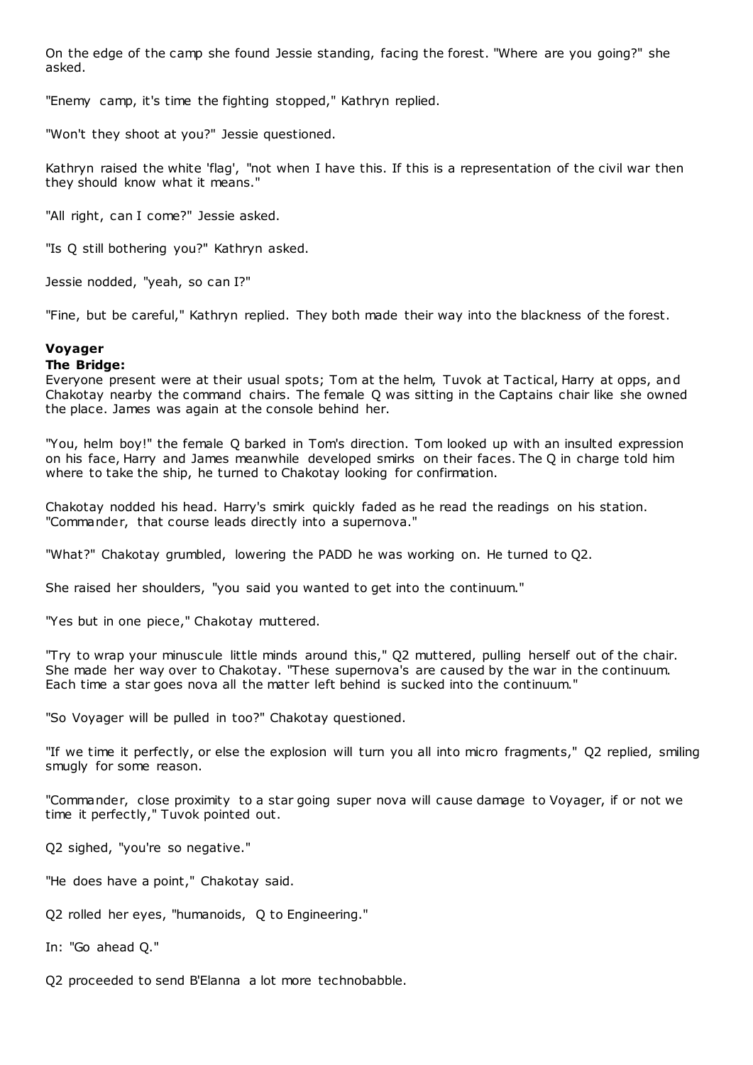On the edge of the camp she found Jessie standing, facing the forest. "Where are you going?" she asked.

"Enemy camp, it's time the fighting stopped," Kathryn replied.

"Won't they shoot at you?" Jessie questioned.

Kathryn raised the white 'flag', "not when I have this. If this is a representation of the civil war then they should know what it means."

"All right, can I come?" Jessie asked.

"Is Q still bothering you?" Kathryn asked.

Jessie nodded, "yeah, so can I?"

"Fine, but be careful," Kathryn replied. They both made their way into the blackness of the forest.

**Voyager**
**The Bridge:**
Everyone present were at their usual spots; Tom at the helm, Tuvok at Tactical, Harry at opps, and Chakotay nearby the command chairs. The female Q was sitting in the Captains chair like she owned the place. James was again at the console behind her.

"You, helm boy!" the female Q barked in Tom's direction. Tom looked up with an insulted expression on his face, Harry and James meanwhile developed smirks on their faces. The Q in charge told him where to take the ship, he turned to Chakotay looking for confirmation.

Chakotay nodded his head. Harry's smirk quickly faded as he read the readings on his station. "Commander, that course leads directly into a supernova."

"What?" Chakotay grumbled, lowering the PADD he was working on. He turned to Q2.

She raised her shoulders, "you said you wanted to get into the continuum."

"Yes but in one piece," Chakotay muttered.

"Try to wrap your minuscule little minds around this," Q2 muttered, pulling herself out of the chair. She made her way over to Chakotay. "These supernova's are caused by the war in the continuum. Each time a star goes nova all the matter left behind is sucked into the continuum."

"So Voyager will be pulled in too?" Chakotay questioned.

"If we time it perfectly, or else the explosion will turn you all into micro fragments," Q2 replied, smiling smugly for some reason.

"Commander, close proximity to a star going super nova will cause damage to Voyager, if or not we time it perfectly," Tuvok pointed out.

Q2 sighed, "you're so negative."

"He does have a point," Chakotay said.

Q2 rolled her eyes, "humanoids, Q to Engineering."

In: "Go ahead Q."

Q2 proceeded to send B'Elanna a lot more technobabble.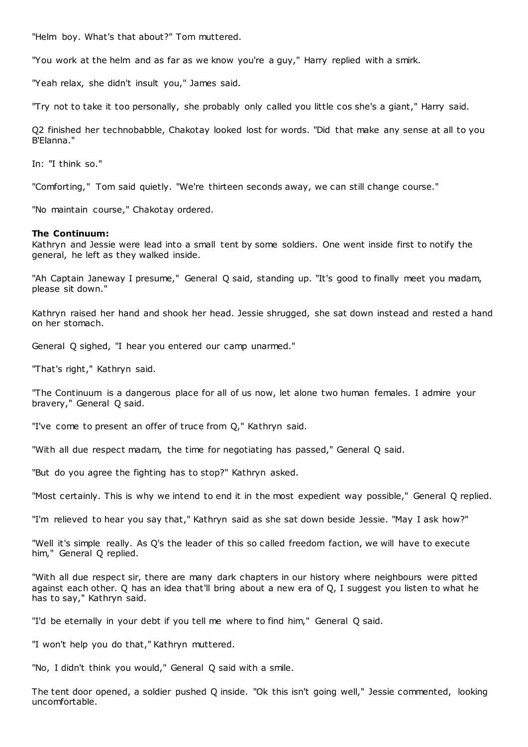"Helm boy. What's that about?" Tom muttered.

"You work at the helm and as far as we know you're a guy," Harry replied with a smirk.

"Yeah relax, she didn't insult you," James said.

"Try not to take it too personally, she probably only called you little cos she's a giant," Harry said.

Q2 finished her technobabble, Chakotay looked lost for words. "Did that make any sense at all to you B'Elanna."

In: "I think so."

"Comforting," Tom said quietly. "We're thirteen seconds away, we can still change course."

"No maintain course," Chakotay ordered.

**The Continuum:**
Kathryn and Jessie were lead into a small tent by some soldiers. One went inside first to notify the general, he left as they walked inside.

"Ah Captain Janeway I presume," General Q said, standing up. "It's good to finally meet you madam, please sit down."

Kathryn raised her hand and shook her head. Jessie shrugged, she sat down instead and rested a hand on her stomach.

General Q sighed, "I hear you entered our camp unarmed."

"That's right," Kathryn said.

"The Continuum is a dangerous place for all of us now, let alone two human females. I admire your bravery," General Q said.

"I've come to present an offer of truce from Q," Kathryn said.

"With all due respect madam, the time for negotiating has passed," General Q said.

"But do you agree the fighting has to stop?" Kathryn asked.

"Most certainly. This is why we intend to end it in the most expedient way possible," General Q replied.

"I'm relieved to hear you say that," Kathryn said as she sat down beside Jessie. "May I ask how?"

"Well it's simple really. As Q's the leader of this so called freedom faction, we will have to execute him," General Q replied.

"With all due respect sir, there are many dark chapters in our history where neighbours were pitted against each other. Q has an idea that'll bring about a new era of Q, I suggest you listen to what he has to say," Kathryn said.

"I'd be eternally in your debt if you tell me where to find him," General Q said.

"I won't help you do that," Kathryn muttered.

"No, I didn't think you would," General Q said with a smile.

The tent door opened, a soldier pushed Q inside. "Ok this isn't going well," Jessie commented, looking uncomfortable.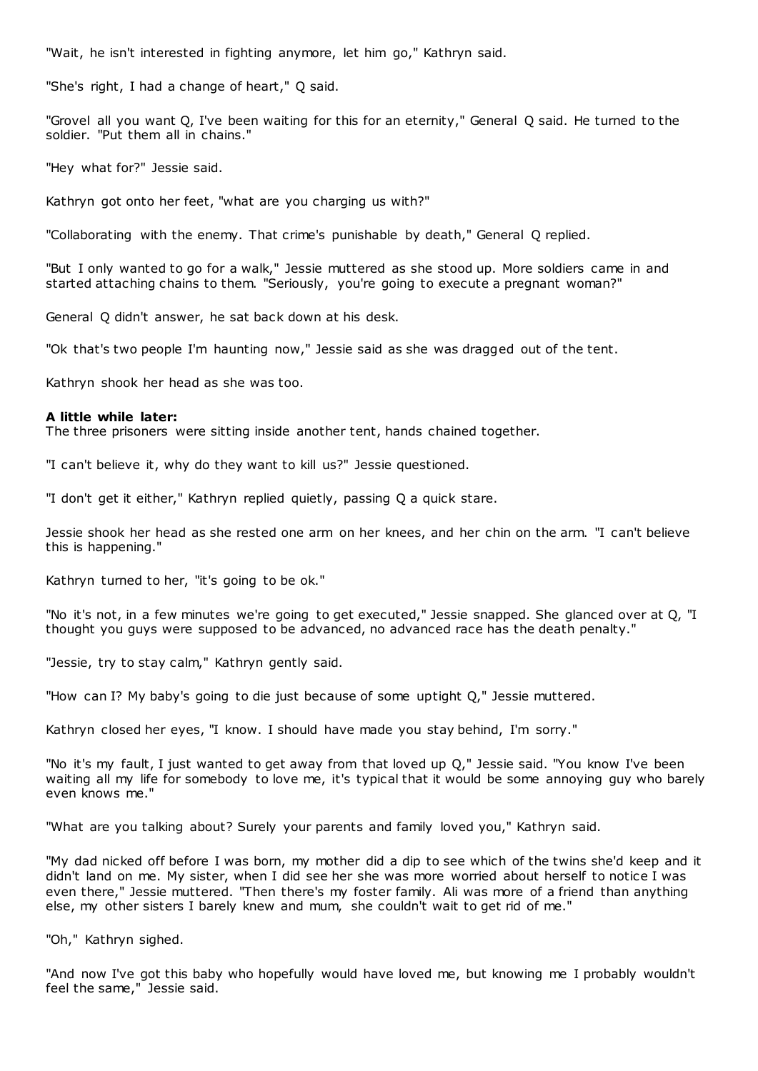"Wait, he isn't interested in fighting anymore, let him go," Kathryn said.

"She's right, I had a change of heart," Q said.

"Grovel all you want Q, I've been waiting for this for an eternity," General Q said. He turned to the soldier. "Put them all in chains."

"Hey what for?" Jessie said.

Kathryn got onto her feet, "what are you charging us with?"

"Collaborating with the enemy. That crime's punishable by death," General Q replied.

"But I only wanted to go for a walk," Jessie muttered as she stood up. More soldiers came in and started attaching chains to them. "Seriously, you're going to execute a pregnant woman?"

General Q didn't answer, he sat back down at his desk.

"Ok that's two people I'm haunting now," Jessie said as she was dragged out of the tent.

Kathryn shook her head as she was too.

**A little while later:**
The three prisoners were sitting inside another tent, hands chained together.

"I can't believe it, why do they want to kill us?" Jessie questioned.

"I don't get it either," Kathryn replied quietly, passing Q a quick stare.

Jessie shook her head as she rested one arm on her knees, and her chin on the arm. "I can't believe this is happening."

Kathryn turned to her, "it's going to be ok."

"No it's not, in a few minutes we're going to get executed," Jessie snapped. She glanced over at Q, "I thought you guys were supposed to be advanced, no advanced race has the death penalty."

"Jessie, try to stay calm," Kathryn gently said.

"How can I? My baby's going to die just because of some uptight Q," Jessie muttered.

Kathryn closed her eyes, "I know. I should have made you stay behind, I'm sorry."

"No it's my fault, I just wanted to get away from that loved up Q," Jessie said. "You know I've been waiting all my life for somebody to love me, it's typical that it would be some annoying guy who barely even knows me."

"What are you talking about? Surely your parents and family loved you," Kathryn said.

"My dad nicked off before I was born, my mother did a dip to see which of the twins she'd keep and it didn't land on me. My sister, when I did see her she was more worried about herself to notice I was even there," Jessie muttered. "Then there's my foster family. Ali was more of a friend than anything else, my other sisters I barely knew and mum, she couldn't wait to get rid of me."

"Oh," Kathryn sighed.

"And now I've got this baby who hopefully would have loved me, but knowing me I probably wouldn't feel the same," Jessie said.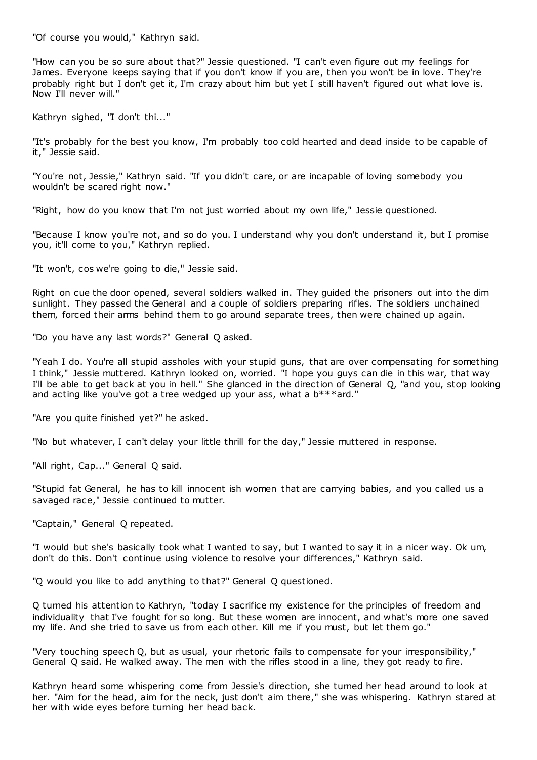"Of course you would," Kathryn said.

"How can you be so sure about that?" Jessie questioned. "I can't even figure out my feelings for James. Everyone keeps saying that if you don't know if you are, then you won't be in love. They're probably right but I don't get it, I'm crazy about him but yet I still haven't figured out what love is. Now I'll never will."

Kathryn sighed, "I don't thi..."

"It's probably for the best you know, I'm probably too cold hearted and dead inside to be capable of it," Jessie said.

"You're not, Jessie," Kathryn said. "If you didn't care, or are incapable of loving somebody you wouldn't be scared right now."

"Right, how do you know that I'm not just worried about my own life," Jessie questioned.

"Because I know you're not, and so do you. I understand why you don't understand it, but I promise you, it'll come to you," Kathryn replied.

"It won't, cos we're going to die," Jessie said.

Right on cue the door opened, several soldiers walked in. They guided the prisoners out into the dim sunlight. They passed the General and a couple of soldiers preparing rifles. The soldiers unchained them, forced their arms behind them to go around separate trees, then were chained up again.

"Do you have any last words?" General Q asked.

"Yeah I do. You're all stupid assholes with your stupid guns, that are over compensating for something I think," Jessie muttered. Kathryn looked on, worried. "I hope you guys can die in this war, that way I'll be able to get back at you in hell." She glanced in the direction of General Q, "and you, stop looking and acting like you've got a tree wedged up your ass, what a b***ard."

"Are you quite finished yet?" he asked.

"No but whatever, I can't delay your little thrill for the day," Jessie muttered in response.

"All right, Cap..." General Q said.

"Stupid fat General, he has to kill innocent ish women that are carrying babies, and you called us a savaged race," Jessie continued to mutter.

"Captain," General Q repeated.

"I would but she's basically took what I wanted to say, but I wanted to say it in a nicer way. Ok um, don't do this. Don't continue using violence to resolve your differences," Kathryn said.

"Q would you like to add anything to that?" General Q questioned.

Q turned his attention to Kathryn, "today I sacrifice my existence for the principles of freedom and individuality that I've fought for so long. But these women are innocent, and what's more one saved my life. And she tried to save us from each other. Kill me if you must, but let them go."

"Very touching speech Q, but as usual, your rhetoric fails to compensate for your irresponsibility," General Q said. He walked away. The men with the rifles stood in a line, they got ready to fire.

Kathryn heard some whispering come from Jessie's direction, she turned her head around to look at her. "Aim for the head, aim for the neck, just don't aim there," she was whispering. Kathryn stared at her with wide eyes before turning her head back.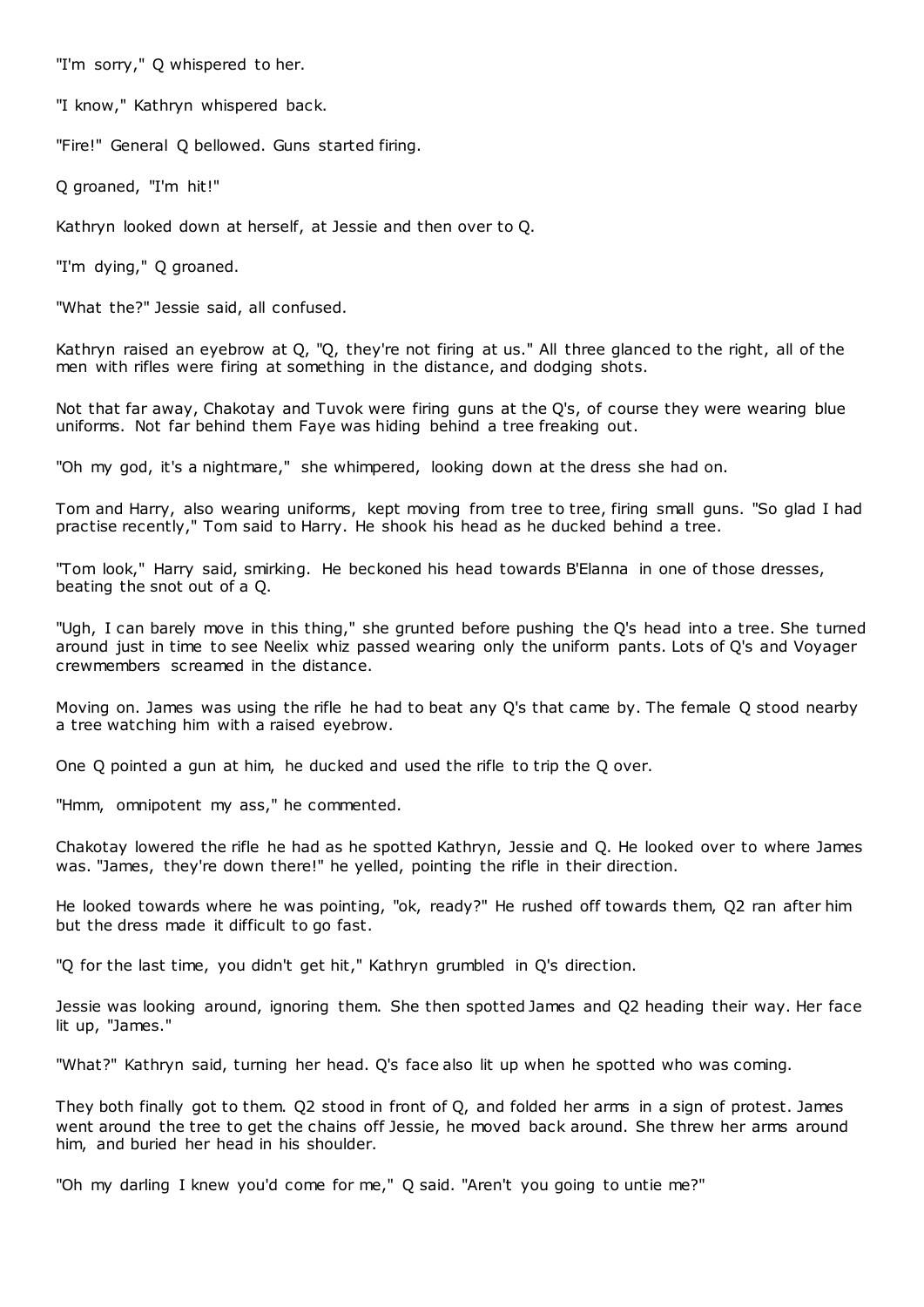"I'm sorry," Q whispered to her.

"I know," Kathryn whispered back.

"Fire!" General Q bellowed. Guns started firing.

Q groaned, "I'm hit!"

Kathryn looked down at herself, at Jessie and then over to Q.

"I'm dying," Q groaned.

"What the?" Jessie said, all confused.

Kathryn raised an eyebrow at Q, "Q, they're not firing at us." All three glanced to the right, all of the men with rifles were firing at something in the distance, and dodging shots.

Not that far away, Chakotay and Tuvok were firing guns at the Q's, of course they were wearing blue uniforms. Not far behind them Faye was hiding behind a tree freaking out.

"Oh my god, it's a nightmare," she whimpered, looking down at the dress she had on.

Tom and Harry, also wearing uniforms, kept moving from tree to tree, firing small guns. "So glad I had practise recently," Tom said to Harry. He shook his head as he ducked behind a tree.

"Tom look," Harry said, smirking. He beckoned his head towards B'Elanna in one of those dresses, beating the snot out of a Q.

"Ugh, I can barely move in this thing," she grunted before pushing the Q's head into a tree. She turned around just in time to see Neelix whiz passed wearing only the uniform pants. Lots of Q's and Voyager crewmembers screamed in the distance.

Moving on. James was using the rifle he had to beat any Q's that came by. The female Q stood nearby a tree watching him with a raised eyebrow.

One Q pointed a gun at him, he ducked and used the rifle to trip the Q over.

"Hmm, omnipotent my ass," he commented.

Chakotay lowered the rifle he had as he spotted Kathryn, Jessie and Q. He looked over to where James was. "James, they're down there!" he yelled, pointing the rifle in their direction.

He looked towards where he was pointing, "ok, ready?" He rushed off towards them, Q2 ran after him but the dress made it difficult to go fast.

"Q for the last time, you didn't get hit," Kathryn grumbled in Q's direction.

Jessie was looking around, ignoring them. She then spotted James and Q2 heading their way. Her face lit up, "James."

"What?" Kathryn said, turning her head. Q's face also lit up when he spotted who was coming.

They both finally got to them. Q2 stood in front of Q, and folded her arms in a sign of protest. James went around the tree to get the chains off Jessie, he moved back around. She threw her arms around him, and buried her head in his shoulder.

"Oh my darling I knew you'd come for me," Q said. "Aren't you going to untie me?"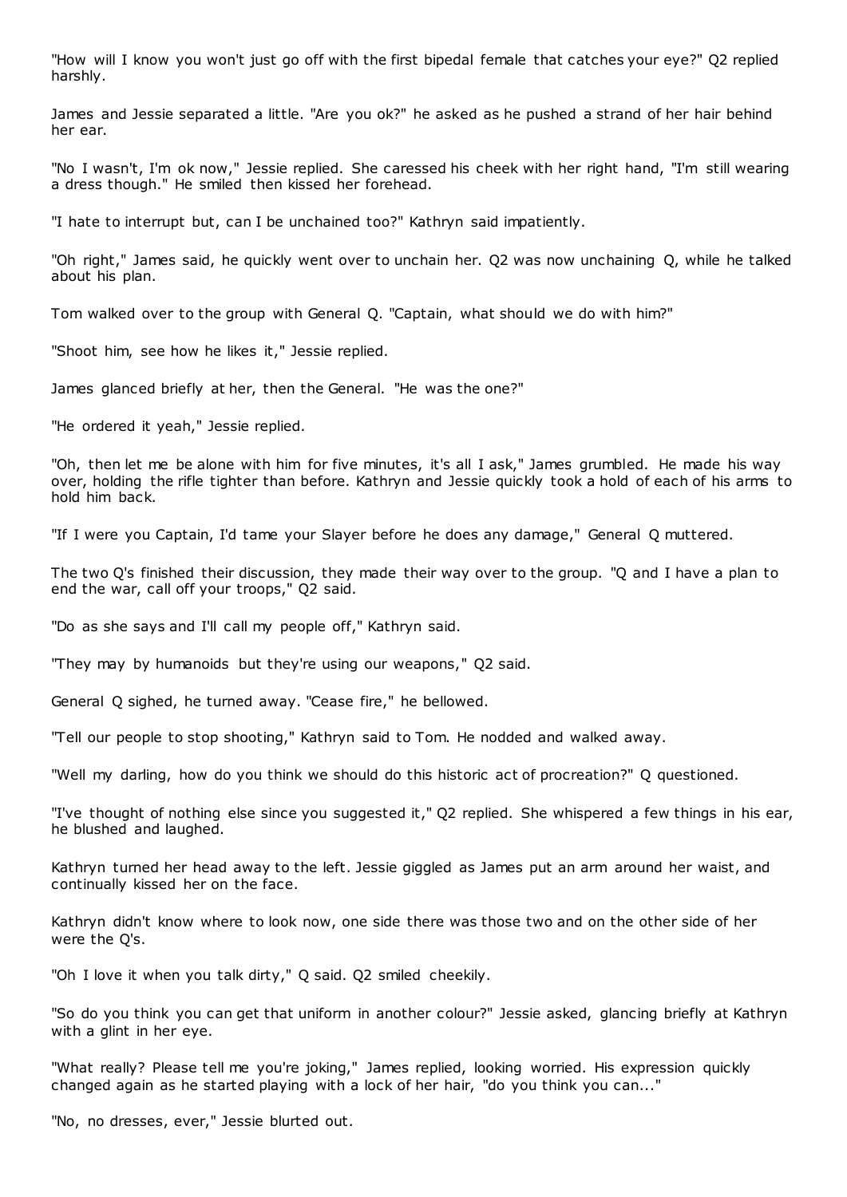"How will I know you won't just go off with the first bipedal female that catches your eye?" Q2 replied harshly.

James and Jessie separated a little. "Are you ok?" he asked as he pushed a strand of her hair behind her ear.

"No I wasn't, I'm ok now," Jessie replied. She caressed his cheek with her right hand, "I'm still wearing a dress though." He smiled then kissed her forehead.

"I hate to interrupt but, can I be unchained too?" Kathryn said impatiently.

"Oh right," James said, he quickly went over to unchain her. Q2 was now unchaining Q, while he talked about his plan.

Tom walked over to the group with General Q. "Captain, what should we do with him?"

"Shoot him, see how he likes it," Jessie replied.

James glanced briefly at her, then the General. "He was the one?"

"He ordered it yeah," Jessie replied.

"Oh, then let me be alone with him for five minutes, it's all I ask," James grumbled. He made his way over, holding the rifle tighter than before. Kathryn and Jessie quickly took a hold of each of his arms to hold him back.

"If I were you Captain, I'd tame your Slayer before he does any damage," General Q muttered.

The two Q's finished their discussion, they made their way over to the group. "Q and I have a plan to end the war, call off your troops," Q2 said.

"Do as she says and I'll call my people off," Kathryn said.

"They may by humanoids but they're using our weapons," Q2 said.

General Q sighed, he turned away. "Cease fire," he bellowed.

"Tell our people to stop shooting," Kathryn said to Tom. He nodded and walked away.

"Well my darling, how do you think we should do this historic act of procreation?" Q questioned.

"I've thought of nothing else since you suggested it," Q2 replied. She whispered a few things in his ear, he blushed and laughed.

Kathryn turned her head away to the left. Jessie giggled as James put an arm around her waist, and continually kissed her on the face.

Kathryn didn't know where to look now, one side there was those two and on the other side of her were the Q's.

"Oh I love it when you talk dirty," Q said. Q2 smiled cheekily.

"So do you think you can get that uniform in another colour?" Jessie asked, glancing briefly at Kathryn with a glint in her eye.

"What really? Please tell me you're joking," James replied, looking worried. His expression quickly changed again as he started playing with a lock of her hair, "do you think you can..."

"No, no dresses, ever," Jessie blurted out.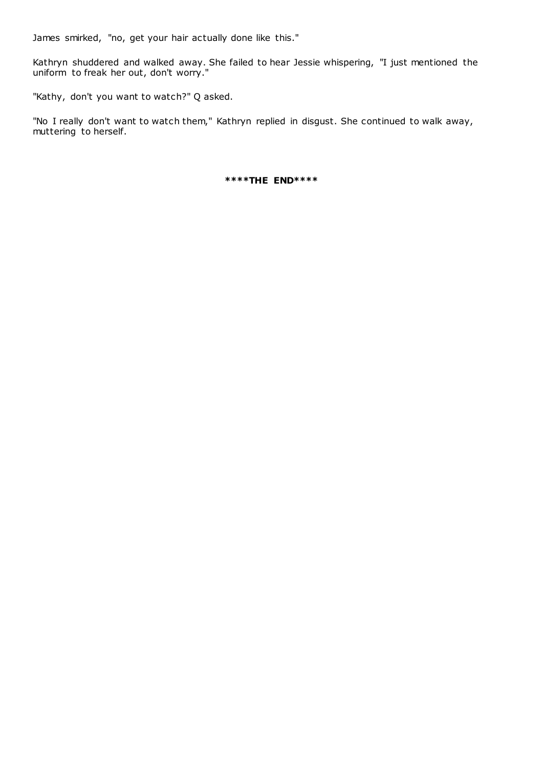James smirked, "no, get your hair actually done like this."

Kathryn shuddered and walked away. She failed to hear Jessie whispering, "I just mentioned the uniform to freak her out, don't worry."

"Kathy, don't you want to watch?" Q asked.

"No I really don't want to watch them," Kathryn replied in disgust. She continued to walk away, muttering to herself.

**\*\*\*\*THE END\*\*\*\***